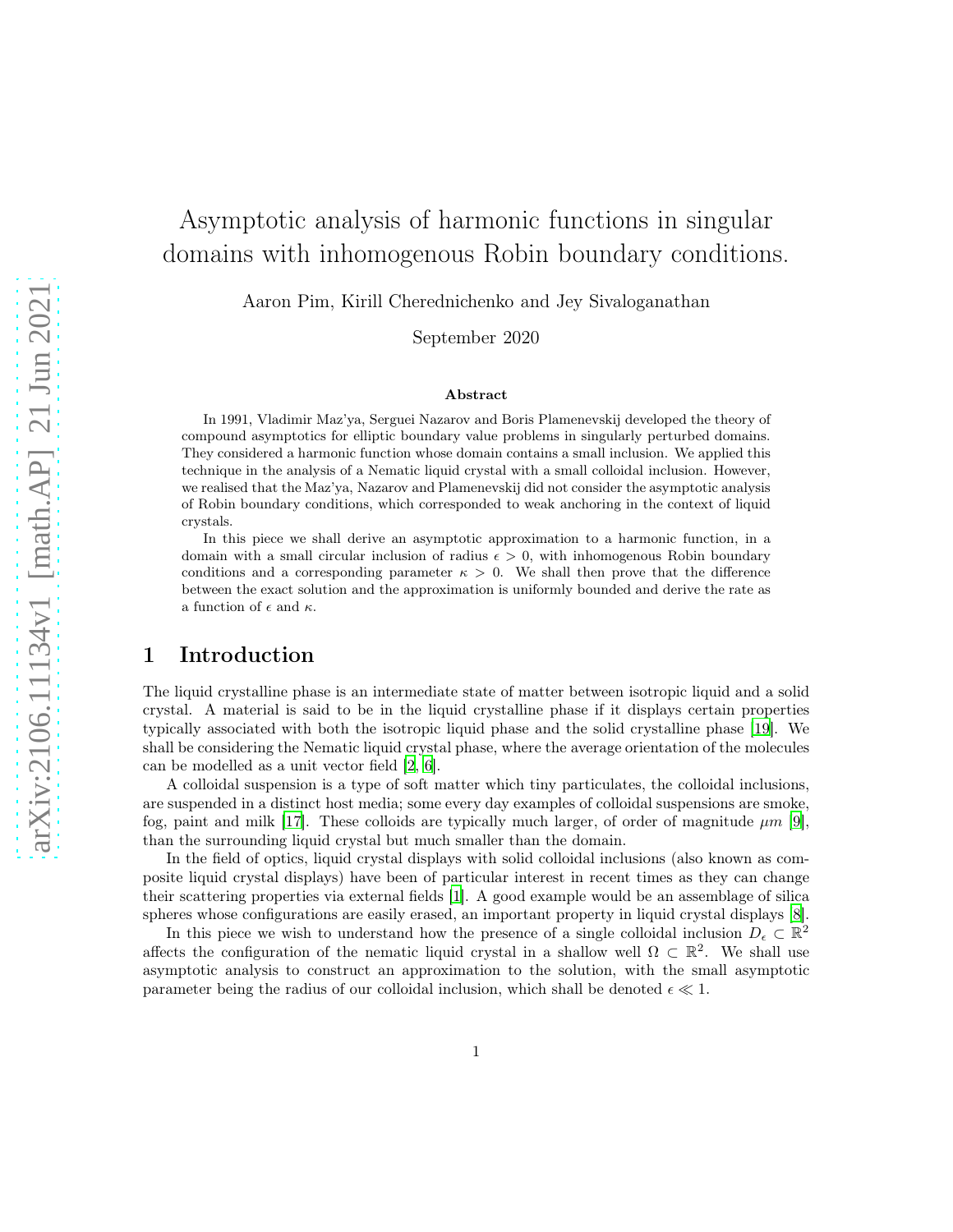# Asymptotic analysis of harmonic functions in singular domains with inhomogenous Robin boundary conditions.

Aaron Pim, Kirill Cherednichenko and Jey Sivaloganathan

September 2020

**Abstract**

In 1991, Vladimir Maz'ya, Serguei Nazarov and Boris Plamenevskij developed the theory of compound asymptotics for elliptic boundary value problems in singularly perturbed domains. They considered a harmonic function whose domain contains a small inclusion. We applied this technique in the analysis of a Nematic liquid crystal with a small colloidal inclusion. However, we realised that the Maz'ya, Nazarov and Plamenevskij did not consider the asymptotic analysis of Robin boundary conditions, which corresponded to weak anchoring in the context of liquid crystals.

In this piece we shall derive an asymptotic approximation to a harmonic function, in a domain with a small circular inclusion of radius $\epsilon > 0$, with inhomogenous Robin boundary conditions and a corresponding parameter $\kappa > 0$. We shall then prove that the difference between the exact solution and the approximation is uniformly bounded and derive the rate as a function of $\epsilon$ and $\kappa$.

## 1 Introduction

The liquid crystalline phase is an intermediate state of matter between isotropic liquid and a solid crystal. A material is said to be in the liquid crystalline phase if it displays certain properties typically associated with both the isotropic liquid phase and the solid crystalline phase [19]. We shall be considering the Nematic liquid crystal phase, where the average orientation of the molecules can be modelled as a unit vector field [2, 6].

A colloidal suspension is a type of soft matter which tiny particulates, the colloidal inclusions, are suspended in a distinct host media; some every day examples of colloidal suspensions are smoke, fog, paint and milk [17]. These colloids are typically much larger, of order of magnitude $\mu m$ [9], than the surrounding liquid crystal but much smaller than the domain.

In the field of optics, liquid crystal displays with solid colloidal inclusions (also known as composite liquid crystal displays) have been of particular interest in recent times as they can change their scattering properties via external fields [1]. A good example would be an assemblage of silica spheres whose configurations are easily erased, an important property in liquid crystal displays [8].

In this piece we wish to understand how the presence of a single colloidal inclusion $D_\epsilon \subset \mathbb{R}^2$ affects the configuration of the nematic liquid crystal in a shallow well $\Omega \subset \mathbb{R}^2$. We shall use asymptotic analysis to construct an approximation to the solution, with the small asymptotic parameter being the radius of our colloidal inclusion, which shall be denoted $\epsilon \ll 1$.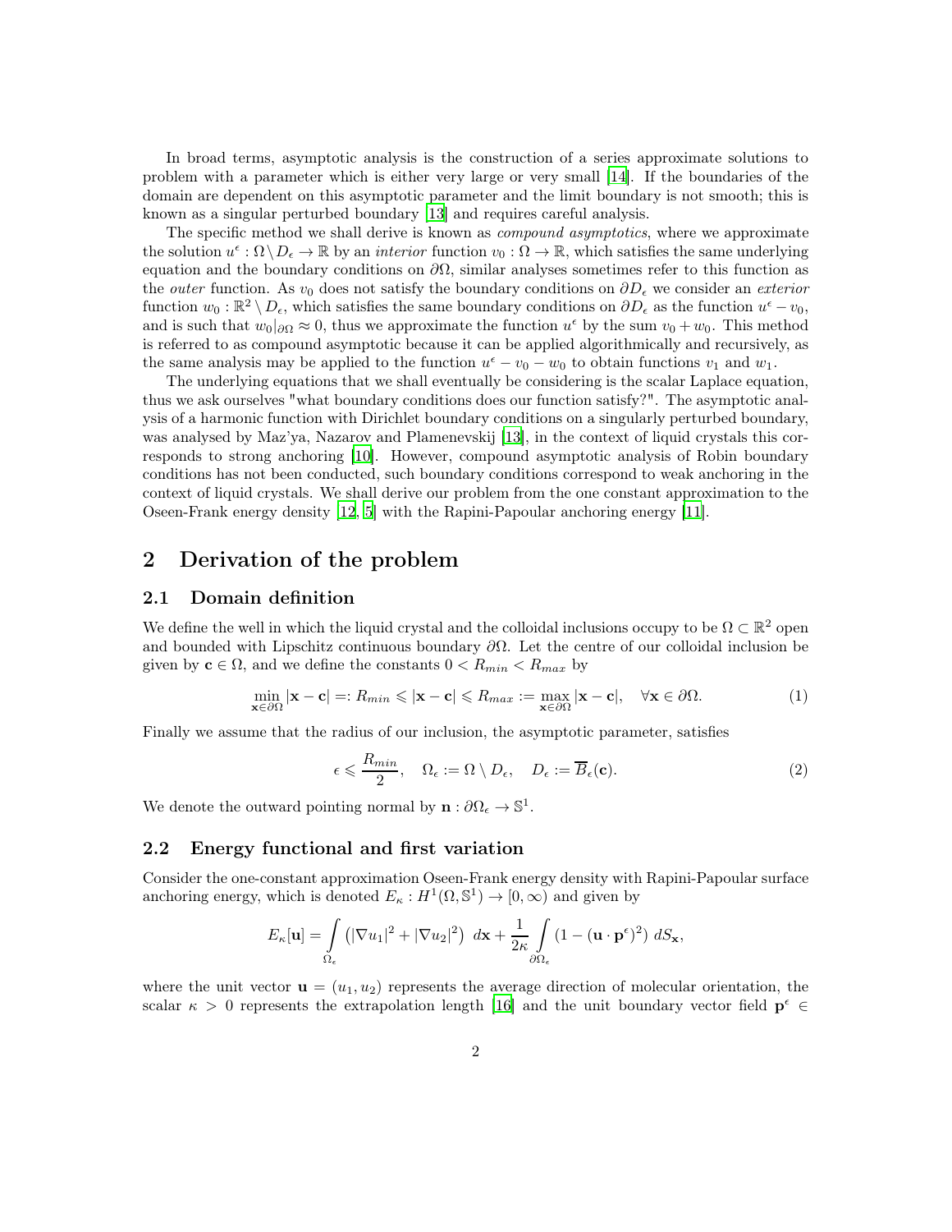In broad terms, asymptotic analysis is the construction of a series approximate solutions to problem with a parameter which is either very large or very small [14]. If the boundaries of the domain are dependent on this asymptotic parameter and the limit boundary is not smooth; this is known as a singular perturbed boundary [13] and requires careful analysis.

The specific method we shall derive is known as *compound asymptotics*, where we approximate the solution $u^\epsilon : \Omega \setminus D_\epsilon \to \mathbb{R}$ by an *interior* function $v_0 : \Omega \to \mathbb{R}$, which satisfies the same underlying equation and the boundary conditions on $\partial\Omega$, similar analyses sometimes refer to this function as the *outer* function. As $v_0$ does not satisfy the boundary conditions on $\partial D_\epsilon$ we consider an *exterior* function $w_0 : \mathbb{R}^2 \setminus D_\epsilon$, which satisfies the same boundary conditions on $\partial D_\epsilon$ as the function $u^\epsilon - v_0$, and is such that $w_0|_{\partial\Omega} \approx 0$, thus we approximate the function $u^\epsilon$ by the sum $v_0 + w_0$. This method is referred to as compound asymptotic because it can be applied algorithmically and recursively, as the same analysis may be applied to the function $u^\epsilon - v_0 - w_0$ to obtain functions $v_1$ and $w_1$.

The underlying equations that we shall eventually be considering is the scalar Laplace equation, thus we ask ourselves "what boundary conditions does our function satisfy?". The asymptotic analysis of a harmonic function with Dirichlet boundary conditions on a singularly perturbed boundary, was analysed by Maz'ya, Nazarov and Plamenevskij [13], in the context of liquid crystals this corresponds to strong anchoring [10]. However, compound asymptotic analysis of Robin boundary conditions has not been conducted, such boundary conditions correspond to weak anchoring in the context of liquid crystals. We shall derive our problem from the one constant approximation to the Oseen-Frank energy density [12, 5] with the Rapini-Papoular anchoring energy [11].

## 2 Derivation of the problem

### 2.1 Domain definition

We define the well in which the liquid crystal and the colloidal inclusions occupy to be $\Omega \subset \mathbb{R}^2$ open and bounded with Lipschitz continuous boundary $\partial\Omega$. Let the centre of our colloidal inclusion be given by $\mathbf{c} \in \Omega$, and we define the constants $0 < R_{min} < R_{max}$ by

$$\min_{\mathbf{x}\in\partial\Omega} |\mathbf{x} - \mathbf{c}| =: R_{min} \leqslant |\mathbf{x} - \mathbf{c}| \leqslant R_{max} := \max_{\mathbf{x}\in\partial\Omega} |\mathbf{x} - \mathbf{c}|, \quad \forall \mathbf{x} \in \partial\Omega. \tag{1}$$

Finally we assume that the radius of our inclusion, the asymptotic parameter, satisfies

$$\epsilon \leqslant \frac{R_{min}}{2}, \quad \Omega_\epsilon := \Omega \setminus D_\epsilon, \quad D_\epsilon := \overline{B}_\epsilon(\mathbf{c}). \tag{2}$$

We denote the outward pointing normal by $\mathbf{n} : \partial\Omega_\epsilon \to \mathbb{S}^1$.

### 2.2 Energy functional and first variation

Consider the one-constant approximation Oseen-Frank energy density with Rapini-Papoular surface anchoring energy, which is denoted $E_\kappa : H^1(\Omega, \mathbb{S}^1) \to [0, \infty)$ and given by

$$E_\kappa[\mathbf{u}] = \int_{\Omega_\epsilon} \left( |\nabla u_1|^2 + |\nabla u_2|^2 \right) \, d\mathbf{x} + \frac{1}{2\kappa} \int_{\partial\Omega_\epsilon} \left(1 - (\mathbf{u} \cdot \mathbf{p}^\epsilon)^2\right) \, dS_{\mathbf{x}},$$

where the unit vector $\mathbf{u} = (u_1, u_2)$ represents the average direction of molecular orientation, the scalar $\kappa > 0$ represents the extrapolation length [16] and the unit boundary vector field $\mathbf{p}^\epsilon \in$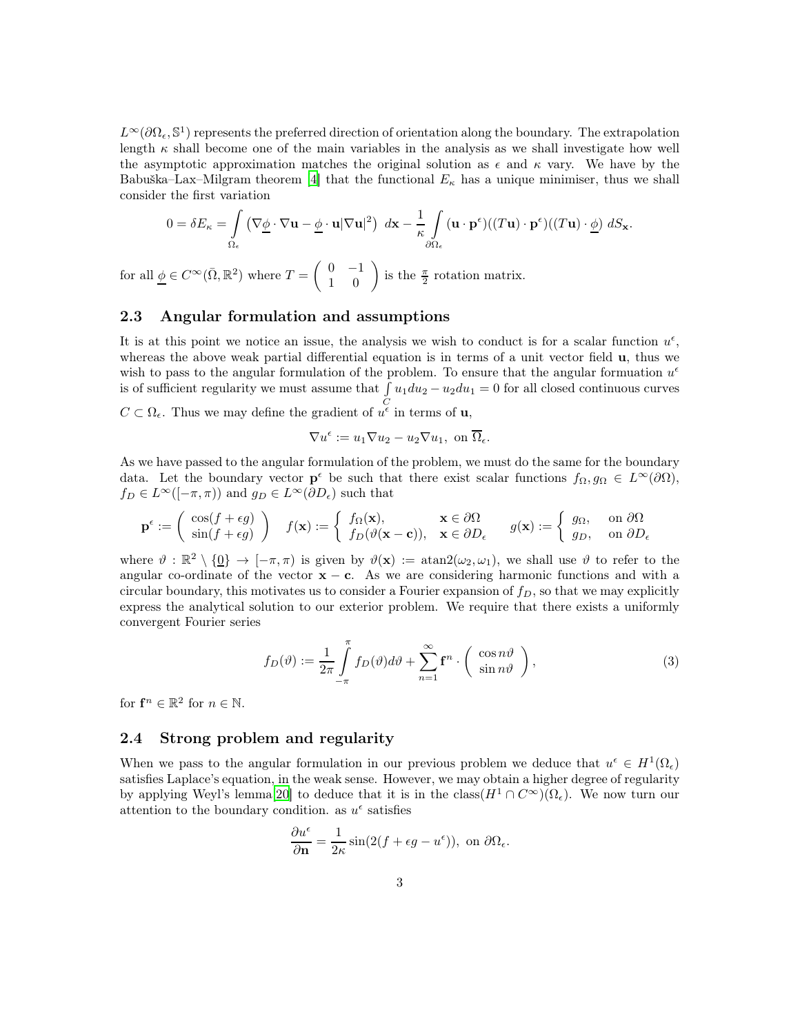$L^\infty(\partial\Omega_\epsilon, \mathbb{S}^1)$ represents the preferred direction of orientation along the boundary. The extrapolation length $\kappa$ shall become one of the main variables in the analysis as we shall investigate how well the asymptotic approximation matches the original solution as $\epsilon$ and $\kappa$ vary. We have by the Babuška–Lax–Milgram theorem [4] that the functional $E_\kappa$ has a unique minimiser, thus we shall consider the first variation

$$0 = \delta E_\kappa = \int_{\Omega_\epsilon} \left( \nabla \underline{\phi} \cdot \nabla \mathbf{u} - \underline{\phi} \cdot \mathbf{u} |\nabla \mathbf{u}|^2 \right) \, d\mathbf{x} - \frac{1}{\kappa} \int_{\partial\Omega_\epsilon} (\mathbf{u} \cdot \mathbf{p}^\epsilon)((T\mathbf{u}) \cdot \mathbf{p}^\epsilon)((T\mathbf{u}) \cdot \underline{\phi}) \, dS_{\mathbf{x}}.$$

for all $\underline{\phi} \in C^\infty(\bar{\Omega}, \mathbb{R}^2)$ where $T = \begin{pmatrix} 0 & -1 \\ 1 & 0 \end{pmatrix}$ is the $\frac{\pi}{2}$ rotation matrix.

## 2.3 Angular formulation and assumptions

It is at this point we notice an issue, the analysis we wish to conduct is for a scalar function $u^\epsilon$, whereas the above weak partial differential equation is in terms of a unit vector field $\mathbf{u}$, thus we wish to pass to the angular formulation of the problem. To ensure that the angular formuation $u^\epsilon$ is of sufficient regularity we must assume that $\int_C u_1 du_2 - u_2 du_1 = 0$ for all closed continuous curves $C \subset \Omega_\epsilon$. Thus we may define the gradient of $u^\epsilon$ in terms of $\mathbf{u}$,

$$\nabla u^\epsilon := u_1 \nabla u_2 - u_2 \nabla u_1, \text{ on } \overline{\Omega}_\epsilon.$$

As we have passed to the angular formulation of the problem, we must do the same for the boundary data. Let the boundary vector $\mathbf{p}^\epsilon$ be such that there exist scalar functions $f_\Omega, g_\Omega \in L^\infty(\partial\Omega)$, $f_D \in L^\infty([-\pi, \pi))$ and $g_D \in L^\infty(\partial D_\epsilon)$ such that

$$\mathbf{p}^\epsilon := \begin{pmatrix} \cos(f + \epsilon g) \\ \sin(f + \epsilon g) \end{pmatrix} \quad f(\mathbf{x}) := \begin{cases} f_\Omega(\mathbf{x}), & \mathbf{x} \in \partial\Omega \\ f_D(\vartheta(\mathbf{x} - \mathbf{c})), & \mathbf{x} \in \partial D_\epsilon \end{cases} \quad g(\mathbf{x}) := \begin{cases} g_\Omega, & \text{on } \partial\Omega \\ g_D, & \text{on } \partial D_\epsilon \end{cases}$$

where $\vartheta : \mathbb{R}^2 \setminus \{\underline{0}\} \to [-\pi, \pi)$ is given by $\vartheta(\mathbf{x}) := \text{atan2}(\omega_2, \omega_1)$, we shall use $\vartheta$ to refer to the angular co-ordinate of the vector $\mathbf{x} - \mathbf{c}$. As we are considering harmonic functions and with a circular boundary, this motivates us to consider a Fourier expansion of $f_D$, so that we may explicitly express the analytical solution to our exterior problem. We require that there exists a uniformly convergent Fourier series

$$f_D(\vartheta) := \frac{1}{2\pi} \int_{-\pi}^{\pi} f_D(\vartheta) d\vartheta + \sum_{n=1}^{\infty} \mathbf{f}^n \cdot \begin{pmatrix} \cos n\vartheta \\ \sin n\vartheta \end{pmatrix}, \tag{3}$$

for $\mathbf{f}^n \in \mathbb{R}^2$ for $n \in \mathbb{N}$.

## 2.4 Strong problem and regularity

When we pass to the angular formulation in our previous problem we deduce that $u^\epsilon \in H^1(\Omega_\epsilon)$ satisfies Laplace's equation, in the weak sense. However, we may obtain a higher degree of regularity by applying Weyl's lemma[20] to deduce that it is in the class$(H^1 \cap C^\infty)(\Omega_\epsilon)$. We now turn our attention to the boundary condition. as $u^\epsilon$ satisfies

$$\frac{\partial u^\epsilon}{\partial \mathbf{n}} = \frac{1}{2\kappa} \sin(2(f + \epsilon g - u^\epsilon)), \text{ on } \partial\Omega_\epsilon.$$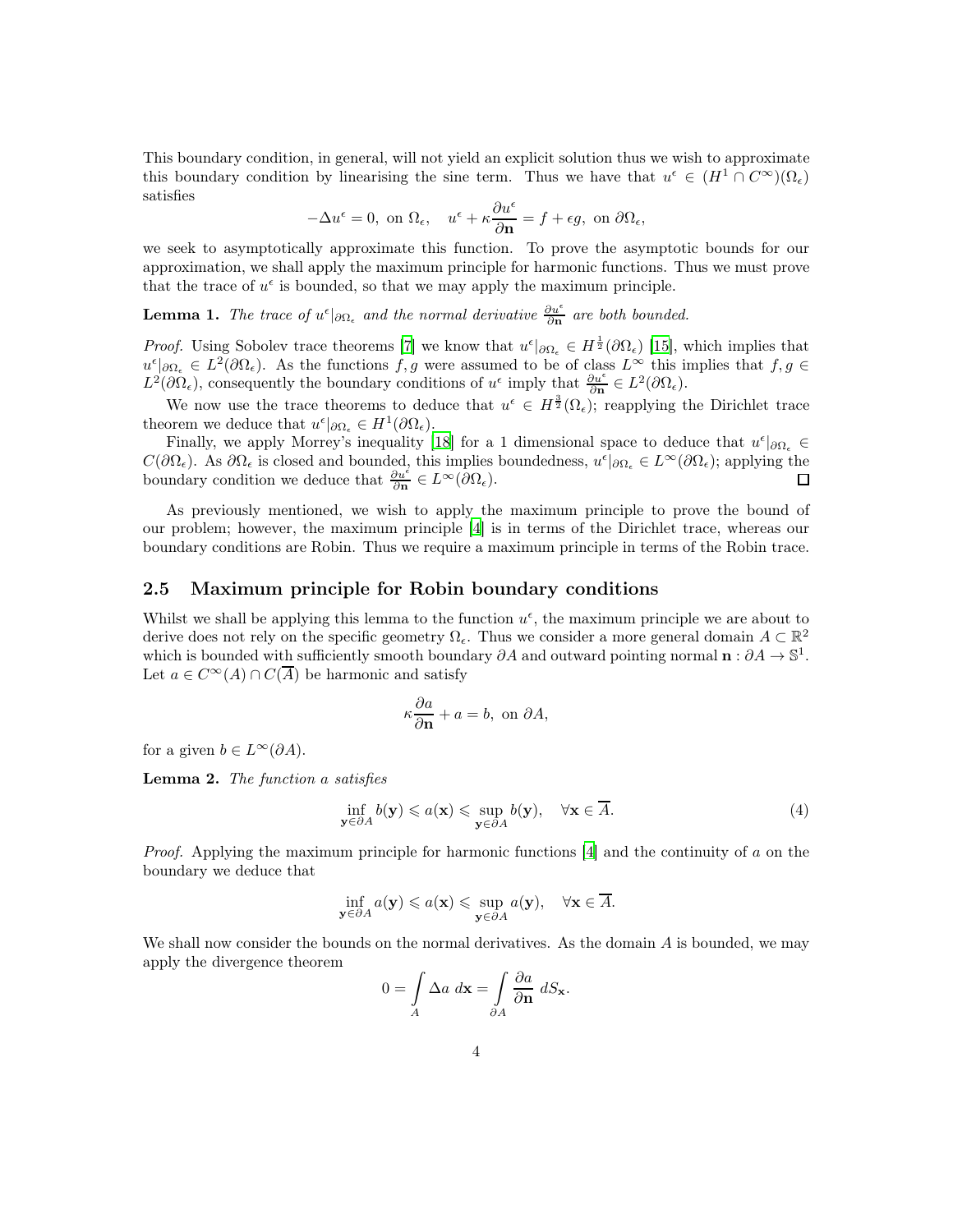This boundary condition, in general, will not yield an explicit solution thus we wish to approximate this boundary condition by linearising the sine term. Thus we have that $u^\epsilon \in (H^1 \cap C^\infty)(\Omega_\epsilon)$ satisfies

$$-\Delta u^\epsilon = 0, \text{ on } \Omega_\epsilon, \quad u^\epsilon + \kappa \frac{\partial u^\epsilon}{\partial \mathbf{n}} = f + \epsilon g, \text{ on } \partial\Omega_\epsilon,$$

we seek to asymptotically approximate this function. To prove the asymptotic bounds for our approximation, we shall apply the maximum principle for harmonic functions. Thus we must prove that the trace of $u^\epsilon$ is bounded, so that we may apply the maximum principle.

**Lemma 1.** *The trace of $u^\epsilon|_{\partial\Omega_\epsilon}$ and the normal derivative $\frac{\partial u^\epsilon}{\partial \mathbf{n}}$ are both bounded.*

*Proof.* Using Sobolev trace theorems [7] we know that $u^\epsilon|_{\partial\Omega_\epsilon} \in H^{\frac{1}{2}}(\partial\Omega_\epsilon)$ [15], which implies that $u^\epsilon|_{\partial\Omega_\epsilon} \in L^2(\partial\Omega_\epsilon)$. As the functions $f, g$ were assumed to be of class $L^\infty$ this implies that $f, g \in L^2(\partial\Omega_\epsilon)$, consequently the boundary conditions of $u^\epsilon$ imply that $\frac{\partial u^\epsilon}{\partial \mathbf{n}} \in L^2(\partial\Omega_\epsilon)$.

We now use the trace theorems to deduce that $u^\epsilon \in H^{\frac{3}{2}}(\Omega_\epsilon)$; reapplying the Dirichlet trace theorem we deduce that $u^\epsilon|_{\partial\Omega_\epsilon} \in H^1(\partial\Omega_\epsilon)$.

Finally, we apply Morrey's inequality [18] for a 1 dimensional space to deduce that $u^\epsilon|_{\partial\Omega_\epsilon} \in C(\partial\Omega_\epsilon)$. As $\partial\Omega_\epsilon$ is closed and bounded, this implies boundedness, $u^\epsilon|_{\partial\Omega_\epsilon} \in L^\infty(\partial\Omega_\epsilon)$; applying the boundary condition we deduce that $\frac{\partial u^\epsilon}{\partial \mathbf{n}} \in L^\infty(\partial\Omega_\epsilon)$. □

As previously mentioned, we wish to apply the maximum principle to prove the bound of our problem; however, the maximum principle [4] is in terms of the Dirichlet trace, whereas our boundary conditions are Robin. Thus we require a maximum principle in terms of the Robin trace.

## 2.5 Maximum principle for Robin boundary conditions

Whilst we shall be applying this lemma to the function $u^\epsilon$, the maximum principle we are about to derive does not rely on the specific geometry $\Omega_\epsilon$. Thus we consider a more general domain $A \subset \mathbb{R}^2$ which is bounded with sufficiently smooth boundary $\partial A$ and outward pointing normal $\mathbf{n} : \partial A \to \mathbb{S}^1$. Let $a \in C^\infty(A) \cap C(\overline{A})$ be harmonic and satisfy

$$\kappa \frac{\partial a}{\partial \mathbf{n}} + a = b, \text{ on } \partial A,$$

for a given $b \in L^\infty(\partial A)$.

**Lemma 2.** *The function $a$ satisfies*

$$\inf_{\mathbf{y} \in \partial A} b(\mathbf{y}) \leqslant a(\mathbf{x}) \leqslant \sup_{\mathbf{y} \in \partial A} b(\mathbf{y}), \quad \forall \mathbf{x} \in \overline{A}. \tag{4}$$

*Proof.* Applying the maximum principle for harmonic functions [4] and the continuity of $a$ on the boundary we deduce that

$$\inf_{\mathbf{y} \in \partial A} a(\mathbf{y}) \leqslant a(\mathbf{x}) \leqslant \sup_{\mathbf{y} \in \partial A} a(\mathbf{y}), \quad \forall \mathbf{x} \in \overline{A}.$$

We shall now consider the bounds on the normal derivatives. As the domain $A$ is bounded, we may apply the divergence theorem

$$0 = \int_A \Delta a \; d\mathbf{x} = \int_{\partial A} \frac{\partial a}{\partial \mathbf{n}} \; dS_{\mathbf{x}}.$$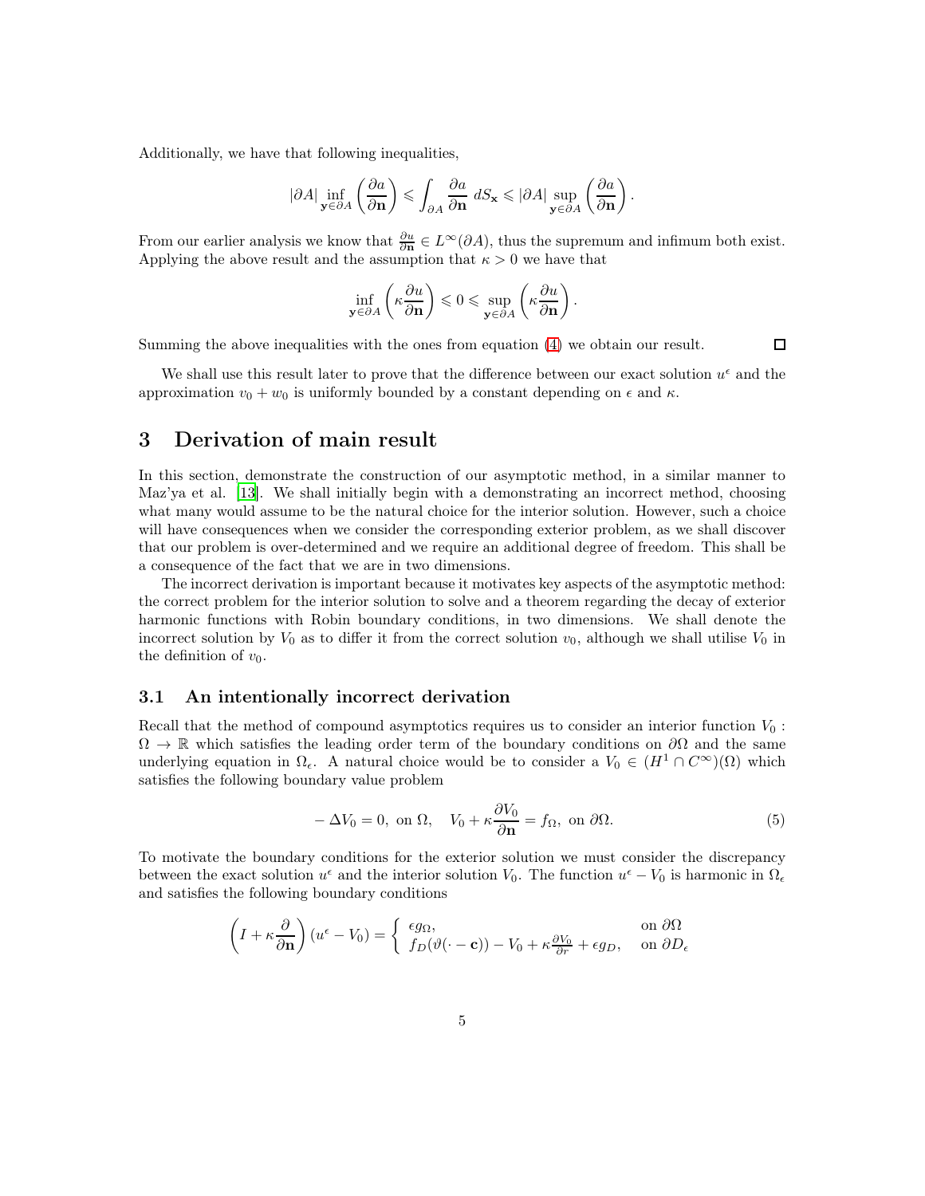Additionally, we have that following inequalities,

$$|\partial A| \inf_{\mathbf{y}\in\partial A}\left(\frac{\partial a}{\partial \mathbf{n}}\right) \leqslant \int_{\partial A} \frac{\partial a}{\partial \mathbf{n}}\, dS_{\mathbf{x}} \leqslant |\partial A| \sup_{\mathbf{y}\in\partial A}\left(\frac{\partial a}{\partial \mathbf{n}}\right).$$

From our earlier analysis we know that $\frac{\partial u}{\partial \mathbf{n}} \in L^{\infty}(\partial A)$, thus the supremum and infimum both exist. Applying the above result and the assumption that $\kappa > 0$ we have that

$$\inf_{\mathbf{y}\in\partial A}\left(\kappa\frac{\partial u}{\partial \mathbf{n}}\right) \leqslant 0 \leqslant \sup_{\mathbf{y}\in\partial A}\left(\kappa\frac{\partial u}{\partial \mathbf{n}}\right).$$

Summing the above inequalities with the ones from equation (4) we obtain our result. ◻

We shall use this result later to prove that the difference between our exact solution $u^{\epsilon}$ and the approximation $v_0 + w_0$ is uniformly bounded by a constant depending on $\epsilon$ and $\kappa$.

## 3 Derivation of main result

In this section, demonstrate the construction of our asymptotic method, in a similar manner to Maz'ya et al. [13]. We shall initially begin with a demonstrating an incorrect method, choosing what many would assume to be the natural choice for the interior solution. However, such a choice will have consequences when we consider the corresponding exterior problem, as we shall discover that our problem is over-determined and we require an additional degree of freedom. This shall be a consequence of the fact that we are in two dimensions.

The incorrect derivation is important because it motivates key aspects of the asymptotic method: the correct problem for the interior solution to solve and a theorem regarding the decay of exterior harmonic functions with Robin boundary conditions, in two dimensions. We shall denote the incorrect solution by $V_0$ as to differ it from the correct solution $v_0$, although we shall utilise $V_0$ in the definition of $v_0$.

### 3.1 An intentionally incorrect derivation

Recall that the method of compound asymptotics requires us to consider an interior function $V_0 : \Omega \to \mathbb{R}$ which satisfies the leading order term of the boundary conditions on $\partial\Omega$ and the same underlying equation in $\Omega_\epsilon$. A natural choice would be to consider a $V_0 \in (H^1 \cap C^{\infty})(\Omega)$ which satisfies the following boundary value problem

$$-\Delta V_0 = 0, \text{ on } \Omega, \quad V_0 + \kappa\frac{\partial V_0}{\partial \mathbf{n}} = f_{\Omega}, \text{ on } \partial\Omega. \tag{5}$$

To motivate the boundary conditions for the exterior solution we must consider the discrepancy between the exact solution $u^{\epsilon}$ and the interior solution $V_0$. The function $u^{\epsilon} - V_0$ is harmonic in $\Omega_\epsilon$ and satisfies the following boundary conditions

$$\left(I + \kappa\frac{\partial}{\partial \mathbf{n}}\right)(u^{\epsilon} - V_0) = \begin{cases} \epsilon g_{\Omega}, & \text{on } \partial\Omega \\ f_D(\vartheta(\cdot - \mathbf{c})) - V_0 + \kappa\frac{\partial V_0}{\partial r} + \epsilon g_D, & \text{on } \partial D_\epsilon \end{cases}$$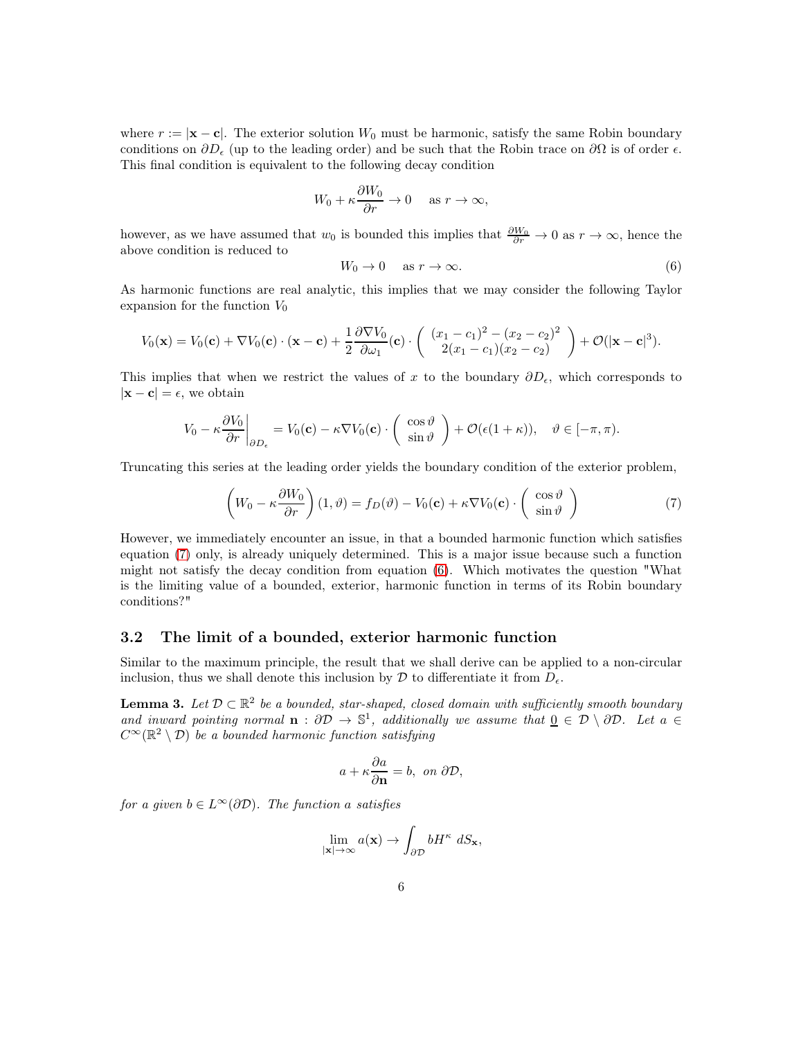where $r := |\mathbf{x} - \mathbf{c}|$. The exterior solution $W_0$ must be harmonic, satisfy the same Robin boundary conditions on $\partial D_\epsilon$ (up to the leading order) and be such that the Robin trace on $\partial\Omega$ is of order $\epsilon$. This final condition is equivalent to the following decay condition

$$W_0 + \kappa \frac{\partial W_0}{\partial r} \to 0 \quad \text{as } r \to \infty,$$

however, as we have assumed that $w_0$ is bounded this implies that $\frac{\partial W_0}{\partial r} \to 0$ as $r \to \infty$, hence the above condition is reduced to

$$W_0 \to 0 \quad \text{as } r \to \infty. \tag{6}$$

As harmonic functions are real analytic, this implies that we may consider the following Taylor expansion for the function $V_0$

$$V_0(\mathbf{x}) = V_0(\mathbf{c}) + \nabla V_0(\mathbf{c}) \cdot (\mathbf{x} - \mathbf{c}) + \frac{1}{2}\frac{\partial \nabla V_0}{\partial \omega_1}(\mathbf{c}) \cdot \begin{pmatrix} (x_1 - c_1)^2 - (x_2 - c_2)^2 \\ 2(x_1 - c_1)(x_2 - c_2) \end{pmatrix} + \mathcal{O}(|\mathbf{x} - \mathbf{c}|^3).$$

This implies that when we restrict the values of $x$ to the boundary $\partial D_\epsilon$, which corresponds to $|\mathbf{x} - \mathbf{c}| = \epsilon$, we obtain

$$V_0 - \kappa \frac{\partial V_0}{\partial r}\bigg|_{\partial D_\epsilon} = V_0(\mathbf{c}) - \kappa \nabla V_0(\mathbf{c}) \cdot \begin{pmatrix} \cos\vartheta \\ \sin\vartheta \end{pmatrix} + \mathcal{O}(\epsilon(1+\kappa)), \quad \vartheta \in [-\pi, \pi).$$

Truncating this series at the leading order yields the boundary condition of the exterior problem,

$$\left(W_0 - \kappa \frac{\partial W_0}{\partial r}\right)(1, \vartheta) = f_D(\vartheta) - V_0(\mathbf{c}) + \kappa \nabla V_0(\mathbf{c}) \cdot \begin{pmatrix} \cos\vartheta \\ \sin\vartheta \end{pmatrix} \tag{7}$$

However, we immediately encounter an issue, in that a bounded harmonic function which satisfies equation (7) only, is already uniquely determined. This is a major issue because such a function might not satisfy the decay condition from equation (6). Which motivates the question "What is the limiting value of a bounded, exterior, harmonic function in terms of its Robin boundary conditions?"

## 3.2 The limit of a bounded, exterior harmonic function

Similar to the maximum principle, the result that we shall derive can be applied to a non-circular inclusion, thus we shall denote this inclusion by $\mathcal{D}$ to differentiate it from $D_\epsilon$.

**Lemma 3.** *Let $\mathcal{D} \subset \mathbb{R}^2$ be a bounded, star-shaped, closed domain with sufficiently smooth boundary and inward pointing normal $\mathbf{n} : \partial\mathcal{D} \to \mathbb{S}^1$, additionally we assume that $\underline{0} \in \mathcal{D} \setminus \partial\mathcal{D}$. Let $a \in C^\infty(\mathbb{R}^2 \setminus \mathcal{D})$ be a bounded harmonic function satisfying*

$$a + \kappa \frac{\partial a}{\partial \mathbf{n}} = b, \text{ on } \partial\mathcal{D},$$

*for a given $b \in L^\infty(\partial\mathcal{D})$. The function $a$ satisfies*

$$\lim_{|\mathbf{x}| \to \infty} a(\mathbf{x}) \to \int_{\partial\mathcal{D}} b H^\kappa \, dS_{\mathbf{x}},$$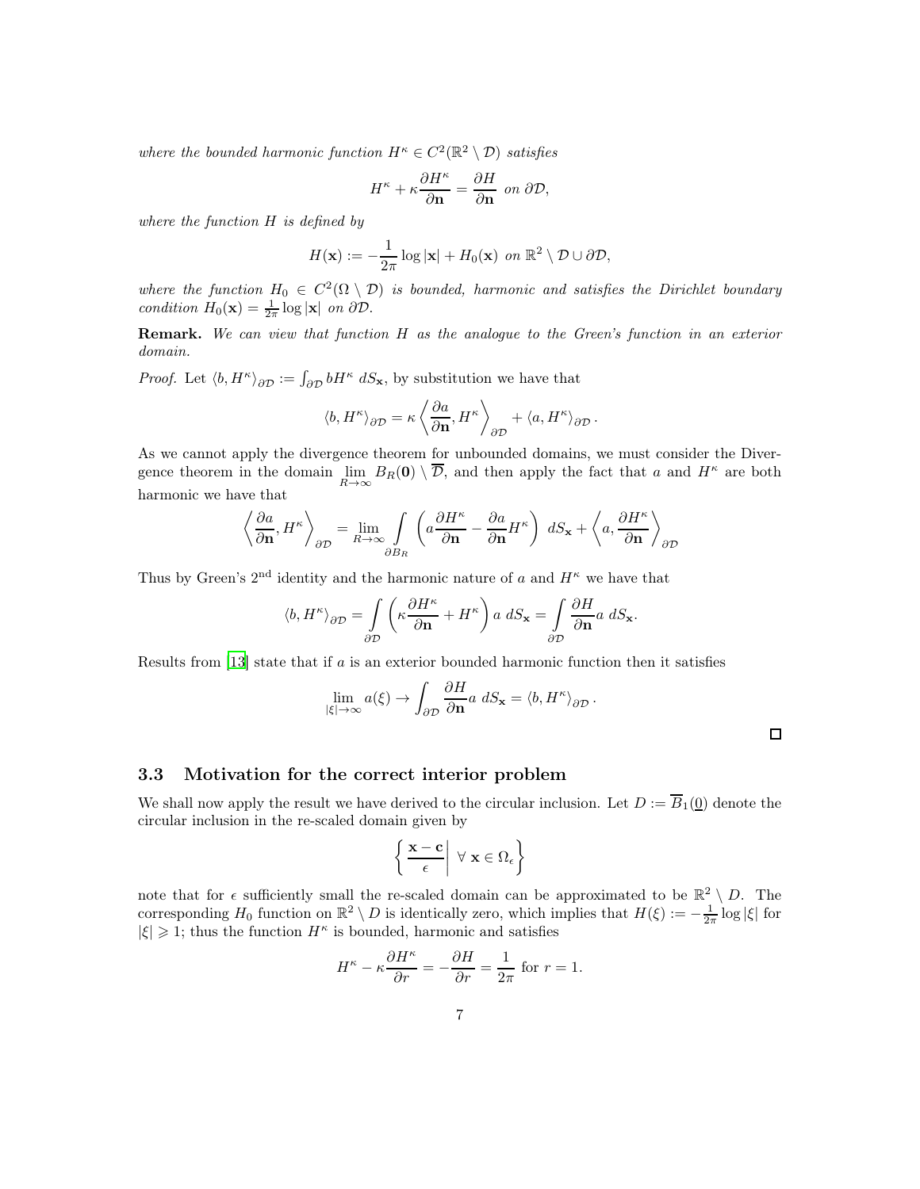*where the bounded harmonic function $H^\kappa \in C^2(\mathbb{R}^2 \setminus \mathcal{D})$ satisfies*

$$H^\kappa + \kappa \frac{\partial H^\kappa}{\partial \mathbf{n}} = \frac{\partial H}{\partial \mathbf{n}} \ \text{on } \partial \mathcal{D},$$

*where the function $H$ is defined by*

$$H(\mathbf{x}) := -\frac{1}{2\pi} \log |\mathbf{x}| + H_0(\mathbf{x}) \ \text{on } \mathbb{R}^2 \setminus \mathcal{D} \cup \partial \mathcal{D},$$

*where the function $H_0 \in C^2(\Omega \setminus \mathcal{D})$ is bounded, harmonic and satisfies the Dirichlet boundary condition $H_0(\mathbf{x}) = \frac{1}{2\pi} \log |\mathbf{x}|$ on $\partial \mathcal{D}$.*

**Remark.** *We can view that function $H$ as the analogue to the Green's function in an exterior domain.*

*Proof.* Let $\langle b, H^\kappa \rangle_{\partial \mathcal{D}} := \int_{\partial \mathcal{D}} b H^\kappa \, dS_{\mathbf{x}}$, by substitution we have that

$$\langle b, H^\kappa \rangle_{\partial \mathcal{D}} = \kappa \left\langle \frac{\partial a}{\partial \mathbf{n}}, H^\kappa \right\rangle_{\partial \mathcal{D}} + \langle a, H^\kappa \rangle_{\partial \mathcal{D}}.$$

As we cannot apply the divergence theorem for unbounded domains, we must consider the Divergence theorem in the domain $\lim_{R \to \infty} B_R(\mathbf{0}) \setminus \overline{\mathcal{D}}$, and then apply the fact that $a$ and $H^\kappa$ are both harmonic we have that

$$\left\langle \frac{\partial a}{\partial \mathbf{n}}, H^\kappa \right\rangle_{\partial \mathcal{D}} = \lim_{R \to \infty} \int_{\partial B_R} \left( a \frac{\partial H^\kappa}{\partial \mathbf{n}} - \frac{\partial a}{\partial \mathbf{n}} H^\kappa \right) \, dS_{\mathbf{x}} + \left\langle a, \frac{\partial H^\kappa}{\partial \mathbf{n}} \right\rangle_{\partial \mathcal{D}}$$

Thus by Green's 2nd identity and the harmonic nature of $a$ and $H^\kappa$ we have that

$$\langle b, H^\kappa \rangle_{\partial \mathcal{D}} = \int_{\partial \mathcal{D}} \left( \kappa \frac{\partial H^\kappa}{\partial \mathbf{n}} + H^\kappa \right) a \, dS_{\mathbf{x}} = \int_{\partial \mathcal{D}} \frac{\partial H}{\partial \mathbf{n}} a \, dS_{\mathbf{x}}.$$

Results from [13] state that if $a$ is an exterior bounded harmonic function then it satisfies

$$\lim_{|\xi| \to \infty} a(\xi) \to \int_{\partial \mathcal{D}} \frac{\partial H}{\partial \mathbf{n}} a \, dS_{\mathbf{x}} = \langle b, H^\kappa \rangle_{\partial \mathcal{D}}.$$

□

### 3.3 Motivation for the correct interior problem

We shall now apply the result we have derived to the circular inclusion. Let $D := \overline{B}_1(\underline{0})$ denote the circular inclusion in the re-scaled domain given by

$$\left\{ \frac{\mathbf{x} - \mathbf{c}}{\epsilon} \,\middle|\, \forall \ \mathbf{x} \in \Omega_\epsilon \right\}$$

note that for $\epsilon$ sufficiently small the re-scaled domain can be approximated to be $\mathbb{R}^2 \setminus D$. The corresponding $H_0$ function on $\mathbb{R}^2 \setminus D$ is identically zero, which implies that $H(\xi) := -\frac{1}{2\pi} \log |\xi|$ for $|\xi| \geqslant 1$; thus the function $H^\kappa$ is bounded, harmonic and satisfies

$$H^\kappa - \kappa \frac{\partial H^\kappa}{\partial r} = -\frac{\partial H}{\partial r} = \frac{1}{2\pi} \text{ for } r = 1.$$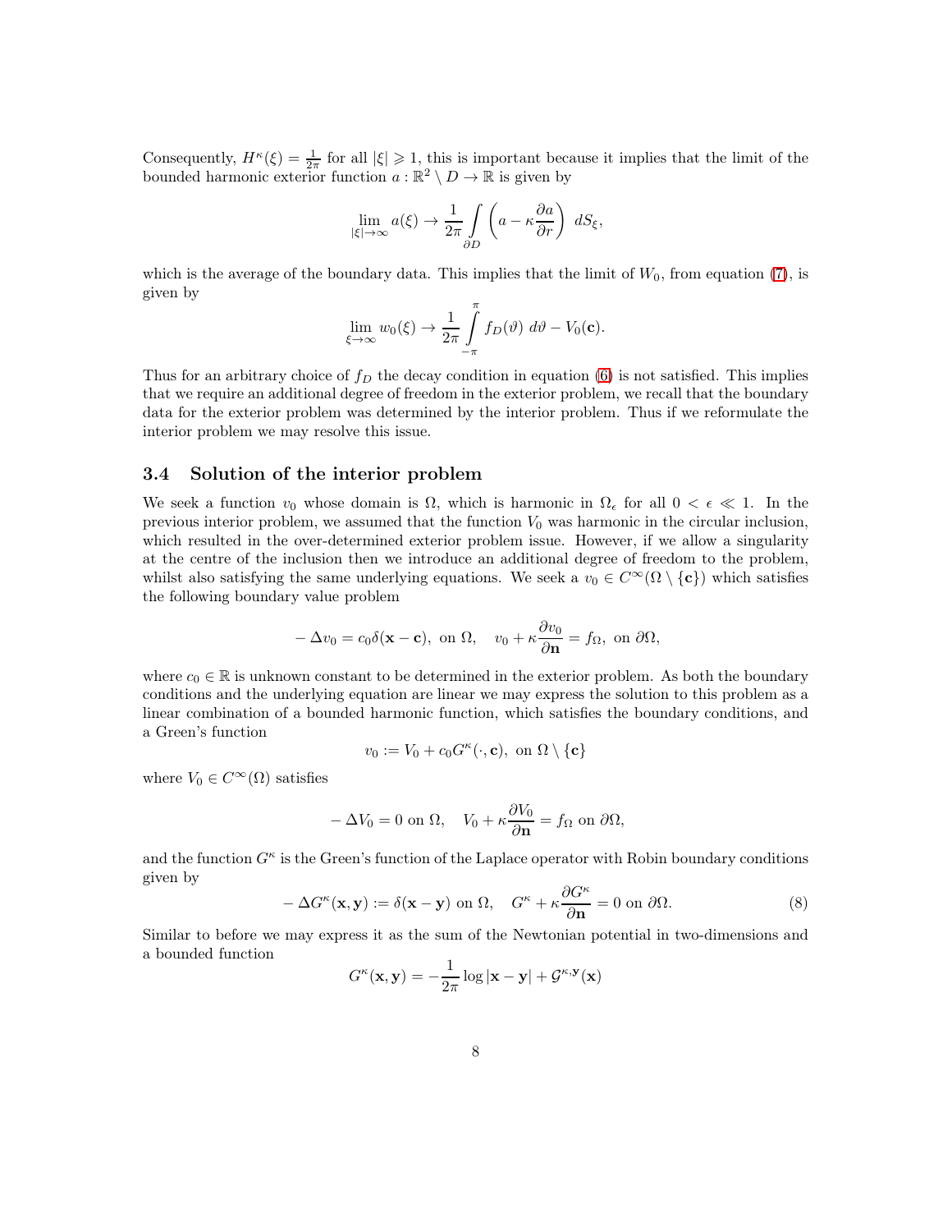Consequently, $H^\kappa(\xi) = \frac{1}{2\pi}$ for all $|\xi| \geqslant 1$, this is important because it implies that the limit of the bounded harmonic exterior function $a : \mathbb{R}^2 \setminus D \to \mathbb{R}$ is given by

$$\lim_{|\xi|\to\infty} a(\xi) \to \frac{1}{2\pi} \int\limits_{\partial D} \left( a - \kappa \frac{\partial a}{\partial r} \right) \, dS_\xi,$$

which is the average of the boundary data. This implies that the limit of $W_0$, from equation (7), is given by

$$\lim_{\xi\to\infty} w_0(\xi) \to \frac{1}{2\pi} \int\limits_{-\pi}^{\pi} f_D(\vartheta) \, d\vartheta - V_0(\mathbf{c}).$$

Thus for an arbitrary choice of $f_D$ the decay condition in equation (6) is not satisfied. This implies that we require an additional degree of freedom in the exterior problem, we recall that the boundary data for the exterior problem was determined by the interior problem. Thus if we reformulate the interior problem we may resolve this issue.

### 3.4 Solution of the interior problem

We seek a function $v_0$ whose domain is $\Omega$, which is harmonic in $\Omega_\epsilon$ for all $0 < \epsilon \ll 1$. In the previous interior problem, we assumed that the function $V_0$ was harmonic in the circular inclusion, which resulted in the over-determined exterior problem issue. However, if we allow a singularity at the centre of the inclusion then we introduce an additional degree of freedom to the problem, whilst also satisfying the same underlying equations. We seek a $v_0 \in C^\infty(\Omega \setminus \{\mathbf{c}\})$ which satisfies the following boundary value problem

$$-\Delta v_0 = c_0 \delta(\mathbf{x} - \mathbf{c}), \text{ on } \Omega, \quad v_0 + \kappa \frac{\partial v_0}{\partial \mathbf{n}} = f_\Omega, \text{ on } \partial\Omega,$$

where $c_0 \in \mathbb{R}$ is unknown constant to be determined in the exterior problem. As both the boundary conditions and the underlying equation are linear we may express the solution to this problem as a linear combination of a bounded harmonic function, which satisfies the boundary conditions, and a Green's function

$$v_0 := V_0 + c_0 G^\kappa(\cdot, \mathbf{c}), \text{ on } \Omega \setminus \{\mathbf{c}\}$$

where $V_0 \in C^\infty(\Omega)$ satisfies

$$-\Delta V_0 = 0 \text{ on } \Omega, \quad V_0 + \kappa \frac{\partial V_0}{\partial \mathbf{n}} = f_\Omega \text{ on } \partial\Omega,$$

and the function $G^\kappa$ is the Green's function of the Laplace operator with Robin boundary conditions given by

$$-\Delta G^\kappa(\mathbf{x}, \mathbf{y}) := \delta(\mathbf{x} - \mathbf{y}) \text{ on } \Omega, \quad G^\kappa + \kappa \frac{\partial G^\kappa}{\partial \mathbf{n}} = 0 \text{ on } \partial\Omega. \tag{8}$$

Similar to before we may express it as the sum of the Newtonian potential in two-dimensions and a bounded function

$$G^\kappa(\mathbf{x}, \mathbf{y}) = -\frac{1}{2\pi} \log |\mathbf{x} - \mathbf{y}| + \mathcal{G}^{\kappa,\mathbf{y}}(\mathbf{x})$$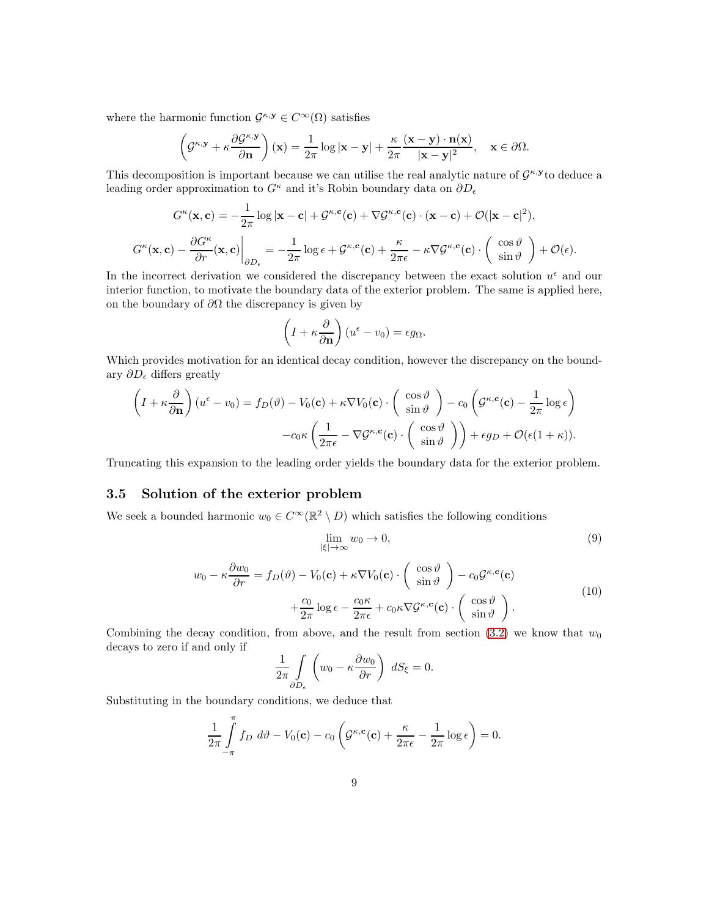where the harmonic function $\mathcal{G}^{\kappa,\mathbf{y}} \in C^\infty(\Omega)$ satisfies

$$\left(\mathcal{G}^{\kappa,\mathbf{y}} + \kappa\frac{\partial \mathcal{G}^{\kappa,\mathbf{y}}}{\partial \mathbf{n}}\right)(\mathbf{x}) = \frac{1}{2\pi}\log|\mathbf{x}-\mathbf{y}| + \frac{\kappa}{2\pi}\frac{(\mathbf{x}-\mathbf{y})\cdot\mathbf{n}(\mathbf{x})}{|\mathbf{x}-\mathbf{y}|^2}, \quad \mathbf{x}\in\partial\Omega.$$

This decomposition is important because we can utilise the real analytic nature of $\mathcal{G}^{\kappa,\mathbf{y}}$to deduce a leading order approximation to $G^\kappa$ and it's Robin boundary data on $\partial D_\epsilon$

$$G^\kappa(\mathbf{x},\mathbf{c}) = -\frac{1}{2\pi}\log|\mathbf{x}-\mathbf{c}| + \mathcal{G}^{\kappa,\mathbf{c}}(\mathbf{c}) + \nabla\mathcal{G}^{\kappa,\mathbf{c}}(\mathbf{c})\cdot(\mathbf{x}-\mathbf{c}) + \mathcal{O}(|\mathbf{x}-\mathbf{c}|^2),$$

$$G^\kappa(\mathbf{x},\mathbf{c}) - \frac{\partial G^\kappa}{\partial r}(\mathbf{x},\mathbf{c})\bigg|_{\partial D_\epsilon} = -\frac{1}{2\pi}\log\epsilon + \mathcal{G}^{\kappa,\mathbf{c}}(\mathbf{c}) + \frac{\kappa}{2\pi\epsilon} - \kappa\nabla\mathcal{G}^{\kappa,\mathbf{c}}(\mathbf{c})\cdot\begin{pmatrix}\cos\vartheta\\ \sin\vartheta\end{pmatrix} + \mathcal{O}(\epsilon).$$

In the incorrect derivation we considered the discrepancy between the exact solution $u^\epsilon$ and our interior function, to motivate the boundary data of the exterior problem. The same is applied here, on the boundary of $\partial\Omega$ the discrepancy is given by

$$\left(I + \kappa\frac{\partial}{\partial\mathbf{n}}\right)(u^\epsilon - v_0) = \epsilon g_\Omega.$$

Which provides motivation for an identical decay condition, however the discrepancy on the boundary $\partial D_\epsilon$ differs greatly

$$\begin{aligned}\left(I + \kappa\frac{\partial}{\partial\mathbf{n}}\right)(u^\epsilon - v_0) = f_D(\vartheta) - V_0(\mathbf{c}) + \kappa\nabla V_0(\mathbf{c})\cdot\begin{pmatrix}\cos\vartheta\\ \sin\vartheta\end{pmatrix} - c_0\left(\mathcal{G}^{\kappa,\mathbf{c}}(\mathbf{c}) - \frac{1}{2\pi}\log\epsilon\right)\\ -c_0\kappa\left(\frac{1}{2\pi\epsilon} - \nabla\mathcal{G}^{\kappa,\mathbf{c}}(\mathbf{c})\cdot\begin{pmatrix}\cos\vartheta\\ \sin\vartheta\end{pmatrix}\right) + \epsilon g_D + \mathcal{O}(\epsilon(1+\kappa)).\end{aligned}$$

Truncating this expansion to the leading order yields the boundary data for the exterior problem.

### 3.5 Solution of the exterior problem

We seek a bounded harmonic $w_0 \in C^\infty(\mathbb{R}^2 \setminus D)$ which satisfies the following conditions

$$\lim_{|\xi|\to\infty} w_0 \to 0, \tag{9}$$

$$\begin{aligned}w_0 - \kappa\frac{\partial w_0}{\partial r} = f_D(\vartheta) - V_0(\mathbf{c}) + \kappa\nabla V_0(\mathbf{c})\cdot\begin{pmatrix}\cos\vartheta\\ \sin\vartheta\end{pmatrix} - c_0\mathcal{G}^{\kappa,\mathbf{c}}(\mathbf{c})\\ +\frac{c_0}{2\pi}\log\epsilon - \frac{c_0\kappa}{2\pi\epsilon} + c_0\kappa\nabla\mathcal{G}^{\kappa,\mathbf{c}}(\mathbf{c})\cdot\begin{pmatrix}\cos\vartheta\\ \sin\vartheta\end{pmatrix}.\end{aligned} \tag{10}$$

Combining the decay condition, from above, and the result from section (3.2) we know that $w_0$ decays to zero if and only if

$$\frac{1}{2\pi}\int_{\partial D_\epsilon}\left(w_0 - \kappa\frac{\partial w_0}{\partial r}\right)\, dS_\xi = 0.$$

Substituting in the boundary conditions, we deduce that

$$\frac{1}{2\pi}\int_{-\pi}^{\pi} f_D\ d\vartheta - V_0(\mathbf{c}) - c_0\left(\mathcal{G}^{\kappa,\mathbf{c}}(\mathbf{c}) + \frac{\kappa}{2\pi\epsilon} - \frac{1}{2\pi}\log\epsilon\right) = 0.$$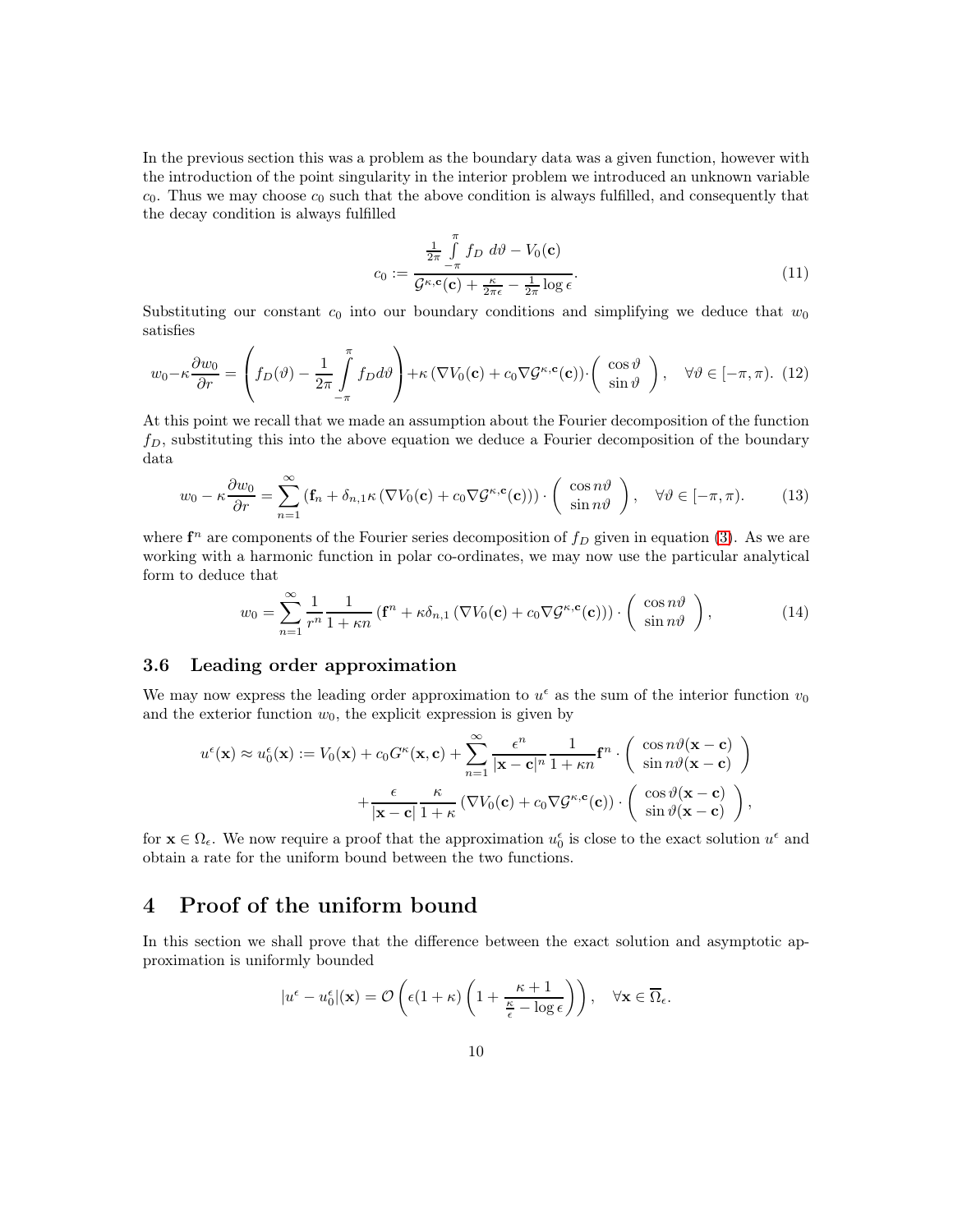In the previous section this was a problem as the boundary data was a given function, however with the introduction of the point singularity in the interior problem we introduced an unknown variable $c_0$. Thus we may choose $c_0$ such that the above condition is always fulfilled, and consequently that the decay condition is always fulfilled

$$c_0 := \frac{\frac{1}{2\pi}\int\limits_{-\pi}^{\pi} f_D \, d\vartheta - V_0(\mathbf{c})}{\mathcal{G}^{\kappa,\mathbf{c}}(\mathbf{c}) + \frac{\kappa}{2\pi\epsilon} - \frac{1}{2\pi}\log\epsilon}. \tag{11}$$

Substituting our constant $c_0$ into our boundary conditions and simplifying we deduce that $w_0$ satisfies

$$w_0 - \kappa\frac{\partial w_0}{\partial r} = \left(f_D(\vartheta) - \frac{1}{2\pi}\int\limits_{-\pi}^{\pi} f_D d\vartheta\right) + \kappa\left(\nabla V_0(\mathbf{c}) + c_0\nabla\mathcal{G}^{\kappa,\mathbf{c}}(\mathbf{c})\right)\cdot\begin{pmatrix}\cos\vartheta\\ \sin\vartheta\end{pmatrix}, \quad \forall\vartheta\in[-\pi,\pi). \tag{12}$$

At this point we recall that we made an assumption about the Fourier decomposition of the function $f_D$, substituting this into the above equation we deduce a Fourier decomposition of the boundary data

$$w_0 - \kappa\frac{\partial w_0}{\partial r} = \sum_{n=1}^{\infty}\left(\mathbf{f}_n + \delta_{n,1}\kappa\left(\nabla V_0(\mathbf{c}) + c_0\nabla\mathcal{G}^{\kappa,\mathbf{c}}(\mathbf{c})\right)\right)\cdot\begin{pmatrix}\cos n\vartheta\\ \sin n\vartheta\end{pmatrix}, \quad \forall\vartheta\in[-\pi,\pi). \tag{13}$$

where $\mathbf{f}^n$ are components of the Fourier series decomposition of $f_D$ given in equation (3). As we are working with a harmonic function in polar co-ordinates, we may now use the particular analytical form to deduce that

$$w_0 = \sum_{n=1}^{\infty}\frac{1}{r^n}\frac{1}{1+\kappa n}\left(\mathbf{f}^n + \kappa\delta_{n,1}\left(\nabla V_0(\mathbf{c}) + c_0\nabla\mathcal{G}^{\kappa,\mathbf{c}}(\mathbf{c})\right)\right)\cdot\begin{pmatrix}\cos n\vartheta\\ \sin n\vartheta\end{pmatrix}, \tag{14}$$

### 3.6 Leading order approximation

We may now express the leading order approximation to $u^\epsilon$ as the sum of the interior function $v_0$ and the exterior function $w_0$, the explicit expression is given by

$$\begin{aligned}u^\epsilon(\mathbf{x}) \approx u_0^\epsilon(\mathbf{x}) := V_0(\mathbf{x}) + c_0 G^\kappa(\mathbf{x},\mathbf{c}) &+ \sum_{n=1}^{\infty}\frac{\epsilon^n}{|\mathbf{x}-\mathbf{c}|^n}\frac{1}{1+\kappa n}\mathbf{f}^n\cdot\begin{pmatrix}\cos n\vartheta(\mathbf{x}-\mathbf{c})\\ \sin n\vartheta(\mathbf{x}-\mathbf{c})\end{pmatrix}\\ &+ \frac{\epsilon}{|\mathbf{x}-\mathbf{c}|}\frac{\kappa}{1+\kappa}\left(\nabla V_0(\mathbf{c}) + c_0\nabla\mathcal{G}^{\kappa,\mathbf{c}}(\mathbf{c})\right)\cdot\begin{pmatrix}\cos\vartheta(\mathbf{x}-\mathbf{c})\\ \sin\vartheta(\mathbf{x}-\mathbf{c})\end{pmatrix},\end{aligned}$$

for $\mathbf{x}\in\Omega_\epsilon$. We now require a proof that the approximation $u_0^\epsilon$ is close to the exact solution $u^\epsilon$ and obtain a rate for the uniform bound between the two functions.

## 4 Proof of the uniform bound

In this section we shall prove that the difference between the exact solution and asymptotic approximation is uniformly bounded

$$|u^\epsilon - u_0^\epsilon|(\mathbf{x}) = \mathcal{O}\left(\epsilon(1+\kappa)\left(1 + \frac{\kappa+1}{\frac{\kappa}{\epsilon} - \log\epsilon}\right)\right), \quad \forall\mathbf{x}\in\overline{\Omega}_\epsilon.$$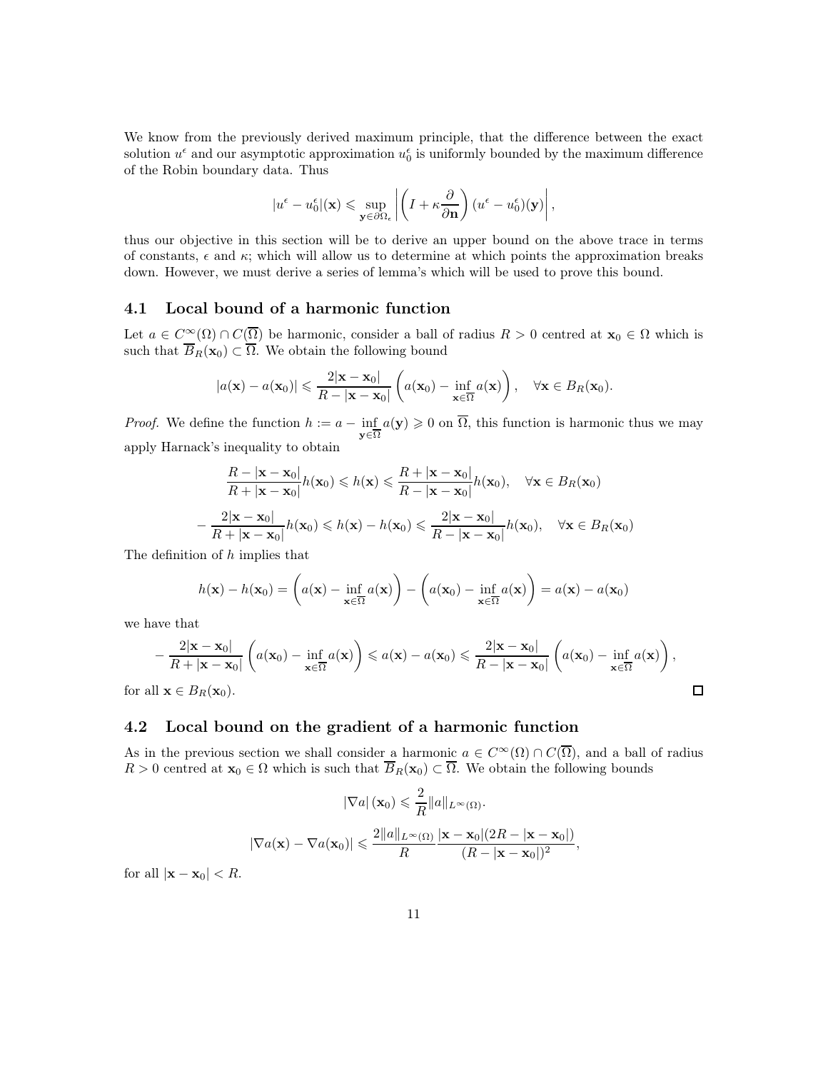We know from the previously derived maximum principle, that the difference between the exact solution $u^\epsilon$ and our asymptotic approximation $u_0^\epsilon$ is uniformly bounded by the maximum difference of the Robin boundary data. Thus

$$|u^\epsilon - u_0^\epsilon|(\mathbf{x}) \leqslant \sup_{\mathbf{y}\in\partial\Omega_\epsilon} \left| \left( I + \kappa \frac{\partial}{\partial \mathbf{n}} \right) (u^\epsilon - u_0^\epsilon)(\mathbf{y}) \right|,$$

thus our objective in this section will be to derive an upper bound on the above trace in terms of constants, $\epsilon$ and $\kappa$; which will allow us to determine at which points the approximation breaks down. However, we must derive a series of lemma's which will be used to prove this bound.

## 4.1 Local bound of a harmonic function

Let $a \in C^\infty(\Omega) \cap C(\overline{\Omega})$ be harmonic, consider a ball of radius $R > 0$ centred at $\mathbf{x}_0 \in \Omega$ which is such that $\overline{B}_R(\mathbf{x}_0) \subset \overline{\Omega}$. We obtain the following bound

$$|a(\mathbf{x}) - a(\mathbf{x}_0)| \leqslant \frac{2|\mathbf{x}-\mathbf{x}_0|}{R - |\mathbf{x}-\mathbf{x}_0|} \left( a(\mathbf{x}_0) - \inf_{\mathbf{x}\in\overline{\Omega}} a(\mathbf{x}) \right), \quad \forall \mathbf{x} \in B_R(\mathbf{x}_0).$$

*Proof.* We define the function $h := a - \inf_{\mathbf{y}\in\overline{\Omega}} a(\mathbf{y}) \geqslant 0$ on $\overline{\Omega}$, this function is harmonic thus we may apply Harnack's inequality to obtain

$$\frac{R - |\mathbf{x}-\mathbf{x}_0|}{R + |\mathbf{x}-\mathbf{x}_0|} h(\mathbf{x}_0) \leqslant h(\mathbf{x}) \leqslant \frac{R + |\mathbf{x}-\mathbf{x}_0|}{R - |\mathbf{x}-\mathbf{x}_0|} h(\mathbf{x}_0), \quad \forall \mathbf{x} \in B_R(\mathbf{x}_0)$$

$$-\frac{2|\mathbf{x}-\mathbf{x}_0|}{R + |\mathbf{x}-\mathbf{x}_0|} h(\mathbf{x}_0) \leqslant h(\mathbf{x}) - h(\mathbf{x}_0) \leqslant \frac{2|\mathbf{x}-\mathbf{x}_0|}{R - |\mathbf{x}-\mathbf{x}_0|} h(\mathbf{x}_0), \quad \forall \mathbf{x} \in B_R(\mathbf{x}_0)$$

The definition of $h$ implies that

$$h(\mathbf{x}) - h(\mathbf{x}_0) = \left( a(\mathbf{x}) - \inf_{\mathbf{x}\in\overline{\Omega}} a(\mathbf{x}) \right) - \left( a(\mathbf{x}_0) - \inf_{\mathbf{x}\in\overline{\Omega}} a(\mathbf{x}) \right) = a(\mathbf{x}) - a(\mathbf{x}_0)$$

we have that

$$-\frac{2|\mathbf{x}-\mathbf{x}_0|}{R + |\mathbf{x}-\mathbf{x}_0|} \left( a(\mathbf{x}_0) - \inf_{\mathbf{x}\in\overline{\Omega}} a(\mathbf{x}) \right) \leqslant a(\mathbf{x}) - a(\mathbf{x}_0) \leqslant \frac{2|\mathbf{x}-\mathbf{x}_0|}{R - |\mathbf{x}-\mathbf{x}_0|} \left( a(\mathbf{x}_0) - \inf_{\mathbf{x}\in\overline{\Omega}} a(\mathbf{x}) \right),$$

for all $\mathbf{x} \in B_R(\mathbf{x}_0)$. $\square$

## 4.2 Local bound on the gradient of a harmonic function

As in the previous section we shall consider a harmonic $a \in C^\infty(\Omega) \cap C(\overline{\Omega})$, and a ball of radius $R > 0$ centred at $\mathbf{x}_0 \in \Omega$ which is such that $\overline{B}_R(\mathbf{x}_0) \subset \overline{\Omega}$. We obtain the following bounds

$$|\nabla a|(\mathbf{x}_0) \leqslant \frac{2}{R} \|a\|_{L^\infty(\Omega)}.$$

$$|\nabla a(\mathbf{x}) - \nabla a(\mathbf{x}_0)| \leqslant \frac{2\|a\|_{L^\infty(\Omega)}}{R} \frac{|\mathbf{x}-\mathbf{x}_0|(2R - |\mathbf{x}-\mathbf{x}_0|)}{(R - |\mathbf{x}-\mathbf{x}_0|)^2},$$

for all $|\mathbf{x}-\mathbf{x}_0| < R$.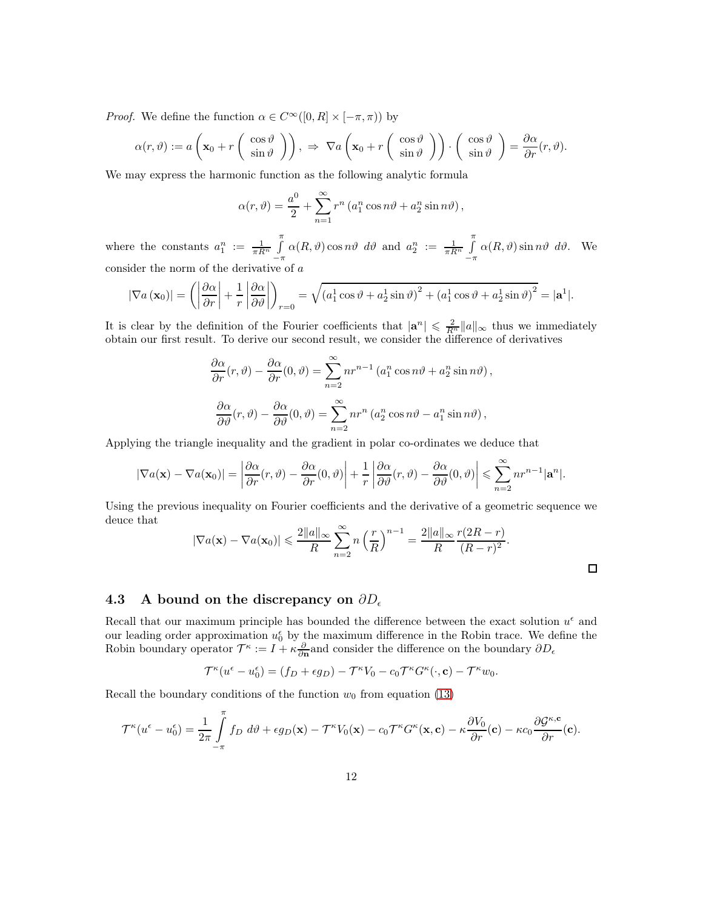*Proof.* We define the function $\alpha \in C^\infty([0,R]\times[-\pi,\pi))$ by

$$\alpha(r,\vartheta) := a\left(\mathbf{x}_0 + r\begin{pmatrix}\cos\vartheta\\ \sin\vartheta\end{pmatrix}\right),\ \Rightarrow\ \nabla a\left(\mathbf{x}_0 + r\begin{pmatrix}\cos\vartheta\\ \sin\vartheta\end{pmatrix}\right)\cdot\begin{pmatrix}\cos\vartheta\\ \sin\vartheta\end{pmatrix} = \frac{\partial\alpha}{\partial r}(r,\vartheta).$$

We may express the harmonic function as the following analytic formula

$$\alpha(r,\vartheta) = \frac{a^0}{2} + \sum_{n=1}^{\infty} r^n\left(a_1^n\cos n\vartheta + a_2^n\sin n\vartheta\right),$$

where the constants $a_1^n := \frac{1}{\pi R^n}\int_{-\pi}^{\pi}\alpha(R,\vartheta)\cos n\vartheta\ d\vartheta$ and $a_2^n := \frac{1}{\pi R^n}\int_{-\pi}^{\pi}\alpha(R,\vartheta)\sin n\vartheta\ d\vartheta$. We consider the norm of the derivative of $a$

$$|\nabla a(\mathbf{x}_0)| = \left(\left|\frac{\partial\alpha}{\partial r}\right| + \frac{1}{r}\left|\frac{\partial\alpha}{\partial\vartheta}\right|\right)_{r=0} = \sqrt{\left(a_1^1\cos\vartheta + a_2^1\sin\vartheta\right)^2 + \left(a_1^1\cos\vartheta + a_2^1\sin\vartheta\right)^2} = |\mathbf{a}^1|.$$

It is clear by the definition of the Fourier coefficients that $|\mathbf{a}^n| \leqslant \frac{2}{R^n}\|a\|_\infty$ thus we immediately obtain our first result. To derive our second result, we consider the difference of derivatives

$$\frac{\partial\alpha}{\partial r}(r,\vartheta) - \frac{\partial\alpha}{\partial r}(0,\vartheta) = \sum_{n=2}^{\infty} nr^{n-1}\left(a_1^n\cos n\vartheta + a_2^n\sin n\vartheta\right),$$

$$\frac{\partial\alpha}{\partial\vartheta}(r,\vartheta) - \frac{\partial\alpha}{\partial\vartheta}(0,\vartheta) = \sum_{n=2}^{\infty} nr^{n}\left(a_2^n\cos n\vartheta - a_1^n\sin n\vartheta\right),$$

Applying the triangle inequality and the gradient in polar co-ordinates we deduce that

$$|\nabla a(\mathbf{x}) - \nabla a(\mathbf{x}_0)| = \left|\frac{\partial\alpha}{\partial r}(r,\vartheta) - \frac{\partial\alpha}{\partial r}(0,\vartheta)\right| + \frac{1}{r}\left|\frac{\partial\alpha}{\partial\vartheta}(r,\vartheta) - \frac{\partial\alpha}{\partial\vartheta}(0,\vartheta)\right| \leqslant \sum_{n=2}^{\infty} nr^{n-1}|\mathbf{a}^n|.$$

Using the previous inequality on Fourier coefficients and the derivative of a geometric sequence we deuce that

$$|\nabla a(\mathbf{x}) - \nabla a(\mathbf{x}_0)| \leqslant \frac{2\|a\|_\infty}{R}\sum_{n=2}^{\infty} n\left(\frac{r}{R}\right)^{n-1} = \frac{2\|a\|_\infty}{R}\frac{r(2R-r)}{(R-r)^2}.$$

□

### 4.3 A bound on the discrepancy on $\partial D_\epsilon$

Recall that our maximum principle has bounded the difference between the exact solution $u^\epsilon$ and our leading order approximation $u_0^\epsilon$ by the maximum difference in the Robin trace. We define the Robin boundary operator $\mathcal{T}^\kappa := I + \kappa\frac{\partial}{\partial\mathbf{n}}$and consider the difference on the boundary $\partial D_\epsilon$

$$\mathcal{T}^\kappa(u^\epsilon - u_0^\epsilon) = (f_D + \epsilon g_D) - \mathcal{T}^\kappa V_0 - c_0\mathcal{T}^\kappa G^\kappa(\cdot,\mathbf{c}) - \mathcal{T}^\kappa w_0.$$

Recall the boundary conditions of the function $w_0$ from equation (13)

$$\mathcal{T}^\kappa(u^\epsilon - u_0^\epsilon) = \frac{1}{2\pi}\int_{-\pi}^{\pi} f_D\ d\vartheta + \epsilon g_D(\mathbf{x}) - \mathcal{T}^\kappa V_0(\mathbf{x}) - c_0\mathcal{T}^\kappa G^\kappa(\mathbf{x},\mathbf{c}) - \kappa\frac{\partial V_0}{\partial r}(\mathbf{c}) - \kappa c_0\frac{\partial\mathcal{G}^{\kappa,\mathbf{c}}}{\partial r}(\mathbf{c}).$$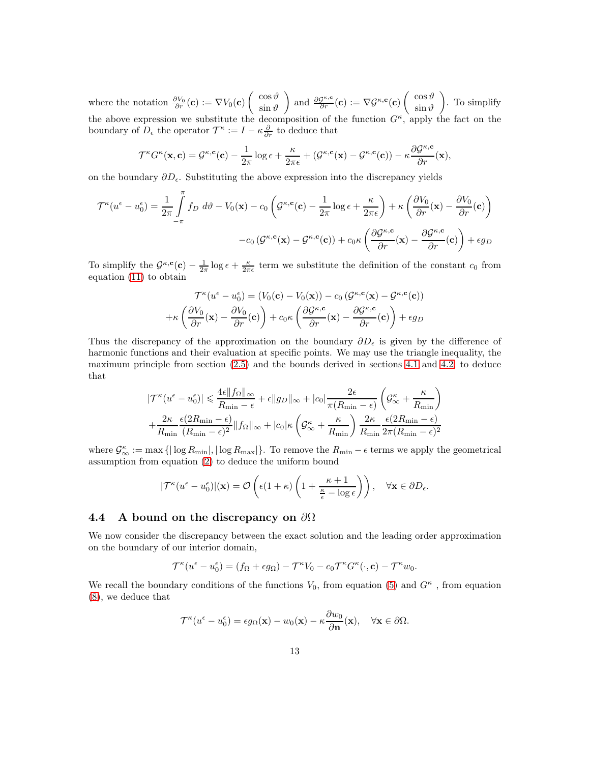where the notation $\frac{\partial V_0}{\partial r}(\mathbf{c}) := \nabla V_0(\mathbf{c}) \begin{pmatrix} \cos\vartheta \\ \sin\vartheta \end{pmatrix}$ and $\frac{\partial \mathcal{G}^{\kappa,\mathbf{c}}}{\partial r}(\mathbf{c}) := \nabla \mathcal{G}^{\kappa,\mathbf{c}}(\mathbf{c}) \begin{pmatrix} \cos\vartheta \\ \sin\vartheta \end{pmatrix}$. To simplify the above expression we substitute the decomposition of the function $G^\kappa$, apply the fact on the boundary of $D_\epsilon$ the operator $\mathcal{T}^\kappa := I - \kappa\frac{\partial}{\partial r}$ to deduce that

$$\mathcal{T}^\kappa G^\kappa(\mathbf{x}, \mathbf{c}) = \mathcal{G}^{\kappa,\mathbf{c}}(\mathbf{c}) - \frac{1}{2\pi}\log\epsilon + \frac{\kappa}{2\pi\epsilon} + (\mathcal{G}^{\kappa,\mathbf{c}}(\mathbf{x}) - \mathcal{G}^{\kappa,\mathbf{c}}(\mathbf{c})) - \kappa\frac{\partial \mathcal{G}^{\kappa,\mathbf{c}}}{\partial r}(\mathbf{x}),$$

on the boundary $\partial D_\epsilon$. Substituting the above expression into the discrepancy yields

$$\mathcal{T}^\kappa(u^\epsilon - u_0^\epsilon) = \frac{1}{2\pi}\int_{-\pi}^{\pi} f_D \, d\vartheta - V_0(\mathbf{x}) - c_0\left(\mathcal{G}^{\kappa,\mathbf{c}}(\mathbf{c}) - \frac{1}{2\pi}\log\epsilon + \frac{\kappa}{2\pi\epsilon}\right) + \kappa\left(\frac{\partial V_0}{\partial r}(\mathbf{x}) - \frac{\partial V_0}{\partial r}(\mathbf{c})\right)$$
$$-c_0\left(\mathcal{G}^{\kappa,\mathbf{c}}(\mathbf{x}) - \mathcal{G}^{\kappa,\mathbf{c}}(\mathbf{c})\right) + c_0\kappa\left(\frac{\partial \mathcal{G}^{\kappa,\mathbf{c}}}{\partial r}(\mathbf{x}) - \frac{\partial \mathcal{G}^{\kappa,\mathbf{c}}}{\partial r}(\mathbf{c})\right) + \epsilon g_D$$

To simplify the $\mathcal{G}^{\kappa,\mathbf{c}}(\mathbf{c}) - \frac{1}{2\pi}\log\epsilon + \frac{\kappa}{2\pi\epsilon}$ term we substitute the definition of the constant $c_0$ from equation (11) to obtain

$$\mathcal{T}^\kappa(u^\epsilon - u_0^\epsilon) = (V_0(\mathbf{c}) - V_0(\mathbf{x})) - c_0\left(\mathcal{G}^{\kappa,\mathbf{c}}(\mathbf{x}) - \mathcal{G}^{\kappa,\mathbf{c}}(\mathbf{c})\right)$$
$$+\kappa\left(\frac{\partial V_0}{\partial r}(\mathbf{x}) - \frac{\partial V_0}{\partial r}(\mathbf{c})\right) + c_0\kappa\left(\frac{\partial \mathcal{G}^{\kappa,\mathbf{c}}}{\partial r}(\mathbf{x}) - \frac{\partial \mathcal{G}^{\kappa,\mathbf{c}}}{\partial r}(\mathbf{c})\right) + \epsilon g_D$$

Thus the discrepancy of the approximation on the boundary $\partial D_\epsilon$ is given by the difference of harmonic functions and their evaluation at specific points. We may use the triangle inequality, the maximum principle from section (2.5) and the bounds derived in sections 4.1 and 4.2, to deduce that

$$|\mathcal{T}^\kappa(u^\epsilon - u_0^\epsilon)| \leqslant \frac{4\epsilon\|f_\Omega\|_\infty}{R_{\min} - \epsilon} + \epsilon\|g_D\|_\infty + |c_0|\frac{2\epsilon}{\pi(R_{\min} - \epsilon)}\left(\mathcal{G}_\infty^\kappa + \frac{\kappa}{R_{\min}}\right)$$
$$+\frac{2\kappa}{R_{\min}}\frac{\epsilon(2R_{\min} - \epsilon)}{(R_{\min} - \epsilon)^2}\|f_\Omega\|_\infty + |c_0|\kappa\left(\mathcal{G}_\infty^\kappa + \frac{\kappa}{R_{\min}}\right)\frac{2\kappa}{R_{\min}}\frac{\epsilon(2R_{\min} - \epsilon)}{2\pi(R_{\min} - \epsilon)^2}$$

where $\mathcal{G}_\infty^\kappa := \max\{|\log R_{\min}|, |\log R_{\max}|\}$. To remove the $R_{\min} - \epsilon$ terms we apply the geometrical assumption from equation (2) to deduce the uniform bound

$$|\mathcal{T}^\kappa(u^\epsilon - u_0^\epsilon)|(\mathbf{x}) = \mathcal{O}\left(\epsilon(1+\kappa)\left(1 + \frac{\kappa + 1}{\frac{\kappa}{\epsilon} - \log\epsilon}\right)\right), \quad \forall \mathbf{x} \in \partial D_\epsilon.$$

### 4.4 A bound on the discrepancy on $\partial\Omega$

We now consider the discrepancy between the exact solution and the leading order approximation on the boundary of our interior domain,

$$\mathcal{T}^\kappa(u^\epsilon - u_0^\epsilon) = (f_\Omega + \epsilon g_\Omega) - \mathcal{T}^\kappa V_0 - c_0\mathcal{T}^\kappa G^\kappa(\cdot, \mathbf{c}) - \mathcal{T}^\kappa w_0.$$

We recall the boundary conditions of the functions $V_0$, from equation (5) and $G^\kappa$ , from equation (8), we deduce that

$$\mathcal{T}^\kappa(u^\epsilon - u_0^\epsilon) = \epsilon g_\Omega(\mathbf{x}) - w_0(\mathbf{x}) - \kappa\frac{\partial w_0}{\partial \mathbf{n}}(\mathbf{x}), \quad \forall \mathbf{x} \in \partial\Omega.$$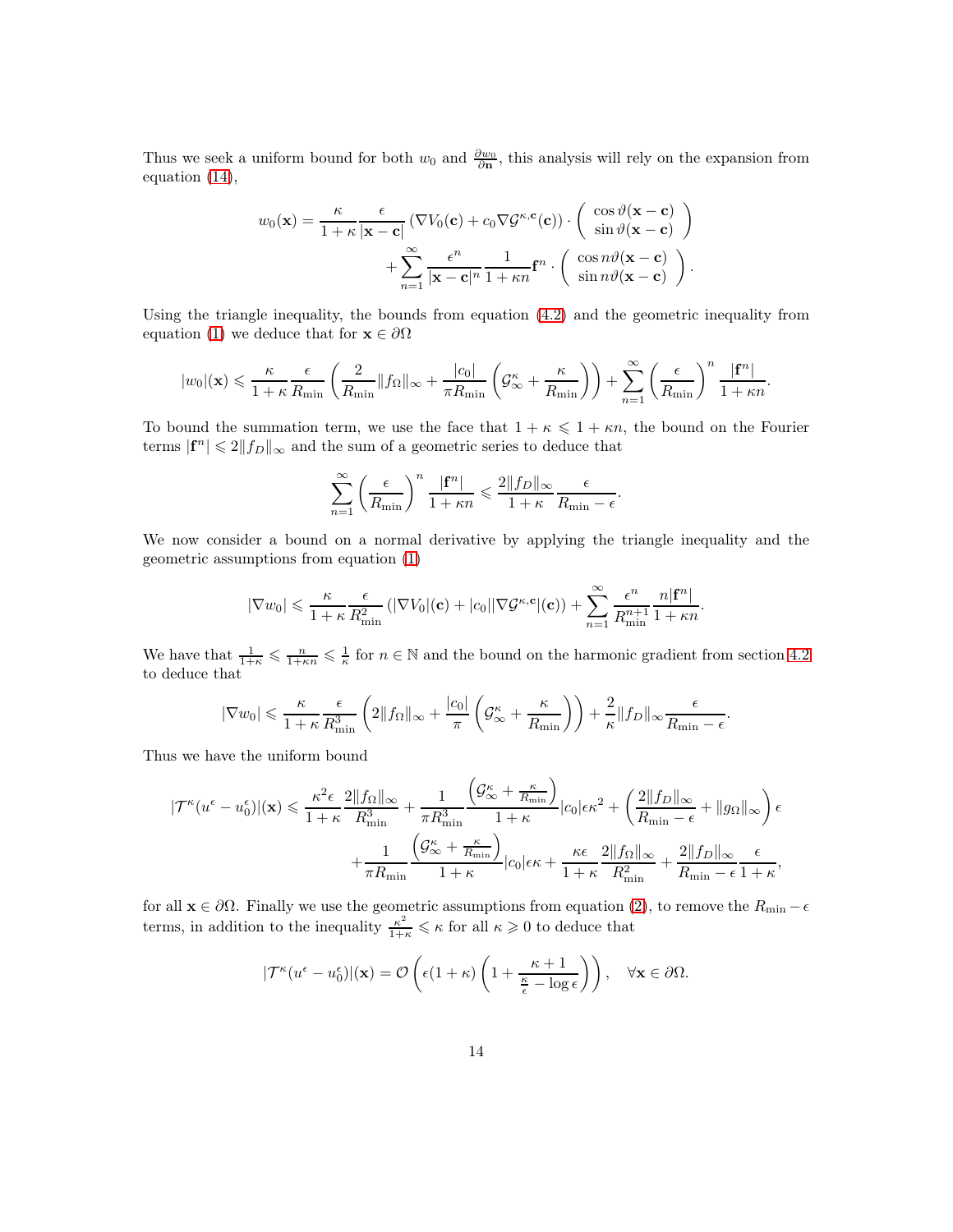Thus we seek a uniform bound for both $w_0$ and $\frac{\partial w_0}{\partial \mathbf{n}}$, this analysis will rely on the expansion from equation (14),

$$
w_0(\mathbf{x}) = \frac{\kappa}{1+\kappa}\frac{\epsilon}{|\mathbf{x}-\mathbf{c}|}\left(\nabla V_0(\mathbf{c}) + c_0 \nabla \mathcal{G}^{\kappa,\mathbf{c}}(\mathbf{c})\right) \cdot \begin{pmatrix} \cos\vartheta(\mathbf{x}-\mathbf{c}) \\ \sin\vartheta(\mathbf{x}-\mathbf{c}) \end{pmatrix} \\
+ \sum_{n=1}^{\infty} \frac{\epsilon^n}{|\mathbf{x}-\mathbf{c}|^n}\frac{1}{1+\kappa n}\mathbf{f}^n \cdot \begin{pmatrix} \cos n\vartheta(\mathbf{x}-\mathbf{c}) \\ \sin n\vartheta(\mathbf{x}-\mathbf{c}) \end{pmatrix}.
$$

Using the triangle inequality, the bounds from equation (4.2) and the geometric inequality from equation (1) we deduce that for $\mathbf{x} \in \partial\Omega$

$$
|w_0|(\mathbf{x}) \leqslant \frac{\kappa}{1+\kappa}\frac{\epsilon}{R_{\min}}\left(\frac{2}{R_{\min}}\|f_\Omega\|_\infty + \frac{|c_0|}{\pi R_{\min}}\left(\mathcal{G}^\kappa_\infty + \frac{\kappa}{R_{\min}}\right)\right) + \sum_{n=1}^{\infty}\left(\frac{\epsilon}{R_{\min}}\right)^n \frac{|\mathbf{f}^n|}{1+\kappa n}.
$$

To bound the summation term, we use the face that $1+\kappa \leqslant 1+\kappa n$, the bound on the Fourier terms $|\mathbf{f}^n| \leqslant 2\|f_D\|_\infty$ and the sum of a geometric series to deduce that

$$
\sum_{n=1}^{\infty}\left(\frac{\epsilon}{R_{\min}}\right)^n \frac{|\mathbf{f}^n|}{1+\kappa n} \leqslant \frac{2\|f_D\|_\infty}{1+\kappa}\frac{\epsilon}{R_{\min}-\epsilon}.
$$

We now consider a bound on a normal derivative by applying the triangle inequality and the geometric assumptions from equation (1)

$$
|\nabla w_0| \leqslant \frac{\kappa}{1+\kappa}\frac{\epsilon}{R_{\min}^2}\left(|\nabla V_0|(\mathbf{c}) + |c_0||\nabla \mathcal{G}^{\kappa,\mathbf{c}}|(\mathbf{c})\right) + \sum_{n=1}^{\infty}\frac{\epsilon^n}{R_{\min}^{n+1}}\frac{n|\mathbf{f}^n|}{1+\kappa n}.
$$

We have that $\frac{1}{1+\kappa} \leqslant \frac{n}{1+\kappa n} \leqslant \frac{1}{\kappa}$ for $n \in \mathbb{N}$ and the bound on the harmonic gradient from section 4.2 to deduce that

$$
|\nabla w_0| \leqslant \frac{\kappa}{1+\kappa}\frac{\epsilon}{R_{\min}^3}\left(2\|f_\Omega\|_\infty + \frac{|c_0|}{\pi}\left(\mathcal{G}^\kappa_\infty + \frac{\kappa}{R_{\min}}\right)\right) + \frac{2}{\kappa}\|f_D\|_\infty \frac{\epsilon}{R_{\min}-\epsilon}.
$$

Thus we have the uniform bound

$$
|\mathcal{T}^\kappa(u^\epsilon - u_0^\epsilon)|(\mathbf{x}) \leqslant \frac{\kappa^2\epsilon}{1+\kappa}\frac{2\|f_\Omega\|_\infty}{R_{\min}^3} + \frac{1}{\pi R_{\min}^3}\frac{\left(\mathcal{G}^\kappa_\infty + \frac{\kappa}{R_{\min}}\right)}{1+\kappa}|c_0|\epsilon\kappa^2 + \left(\frac{2\|f_D\|_\infty}{R_{\min}-\epsilon} + \|g_\Omega\|_\infty\right)\epsilon \\
+ \frac{1}{\pi R_{\min}}\frac{\left(\mathcal{G}^\kappa_\infty + \frac{\kappa}{R_{\min}}\right)}{1+\kappa}|c_0|\epsilon\kappa + \frac{\kappa\epsilon}{1+\kappa}\frac{2\|f_\Omega\|_\infty}{R_{\min}^2} + \frac{2\|f_D\|_\infty}{R_{\min}-\epsilon}\frac{\epsilon}{1+\kappa},
$$

for all $\mathbf{x} \in \partial\Omega$. Finally we use the geometric assumptions from equation (2), to remove the $R_{\min}-\epsilon$ terms, in addition to the inequality $\frac{\kappa^2}{1+\kappa} \leqslant \kappa$ for all $\kappa \geqslant 0$ to deduce that

$$
|\mathcal{T}^\kappa(u^\epsilon - u_0^\epsilon)|(\mathbf{x}) = \mathcal{O}\left(\epsilon(1+\kappa)\left(1 + \frac{\kappa+1}{\frac{\kappa}{\epsilon} - \log\epsilon}\right)\right), \quad \forall \mathbf{x} \in \partial\Omega.
$$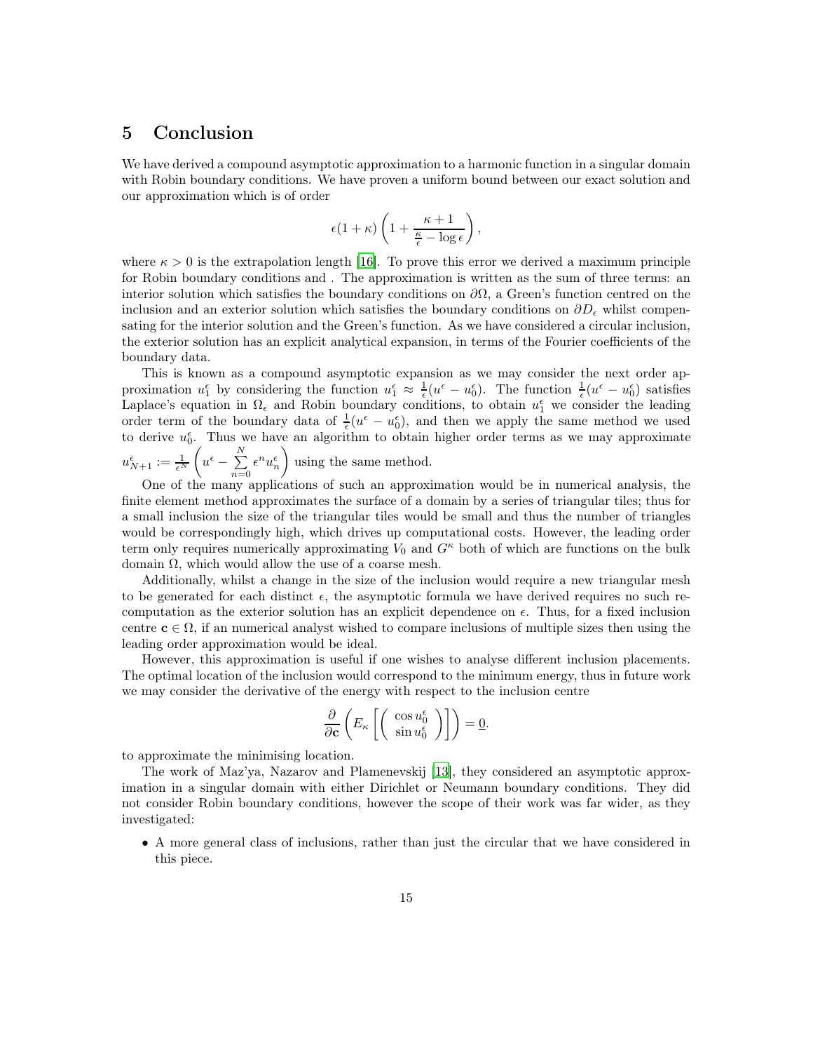## 5 Conclusion

We have derived a compound asymptotic approximation to a harmonic function in a singular domain with Robin boundary conditions. We have proven a uniform bound between our exact solution and our approximation which is of order

$$\epsilon(1+\kappa)\left(1+\frac{\kappa+1}{\frac{\kappa}{\epsilon}-\log\epsilon}\right),$$

where $\kappa > 0$ is the extrapolation length [16]. To prove this error we derived a maximum principle for Robin boundary conditions and . The approximation is written as the sum of three terms: an interior solution which satisfies the boundary conditions on $\partial\Omega$, a Green's function centred on the inclusion and an exterior solution which satisfies the boundary conditions on $\partial D_\epsilon$ whilst compensating for the interior solution and the Green's function. As we have considered a circular inclusion, the exterior solution has an explicit analytical expansion, in terms of the Fourier coefficients of the boundary data.

This is known as a compound asymptotic expansion as we may consider the next order approximation $u_1^\epsilon$ by considering the function $u_1^\epsilon \approx \frac{1}{\epsilon}(u^\epsilon - u_0^\epsilon)$. The function $\frac{1}{\epsilon}(u^\epsilon - u_0^\epsilon)$ satisfies Laplace's equation in $\Omega_\epsilon$ and Robin boundary conditions, to obtain $u_1^\epsilon$ we consider the leading order term of the boundary data of $\frac{1}{\epsilon}(u^\epsilon - u_0^\epsilon)$, and then we apply the same method we used to derive $u_0^\epsilon$. Thus we have an algorithm to obtain higher order terms as we may approximate $u_{N+1}^\epsilon := \frac{1}{\epsilon^N}\left(u^\epsilon - \sum_{n=0}^{N}\epsilon^n u_n^\epsilon\right)$ using the same method.

One of the many applications of such an approximation would be in numerical analysis, the finite element method approximates the surface of a domain by a series of triangular tiles; thus for a small inclusion the size of the triangular tiles would be small and thus the number of triangles would be correspondingly high, which drives up computational costs. However, the leading order term only requires numerically approximating $V_0$ and $G^\kappa$ both of which are functions on the bulk domain $\Omega$, which would allow the use of a coarse mesh.

Additionally, whilst a change in the size of the inclusion would require a new triangular mesh to be generated for each distinct $\epsilon$, the asymptotic formula we have derived requires no such re-computation as the exterior solution has an explicit dependence on $\epsilon$. Thus, for a fixed inclusion centre $\mathbf{c} \in \Omega$, if an numerical analyst wished to compare inclusions of multiple sizes then using the leading order approximation would be ideal.

However, this approximation is useful if one wishes to analyse different inclusion placements. The optimal location of the inclusion would correspond to the minimum energy, thus in future work we may consider the derivative of the energy with respect to the inclusion centre

$$\frac{\partial}{\partial \mathbf{c}}\left(E_\kappa\left[\begin{pmatrix}\cos u_0^\epsilon\\ \sin u_0^\epsilon\end{pmatrix}\right]\right) = \underline{0}.$$

to approximate the minimising location.

The work of Maz'ya, Nazarov and Plamenevskij [13], they considered an asymptotic approximation in a singular domain with either Dirichlet or Neumann boundary conditions. They did not consider Robin boundary conditions, however the scope of their work was far wider, as they investigated:

- A more general class of inclusions, rather than just the circular that we have considered in this piece.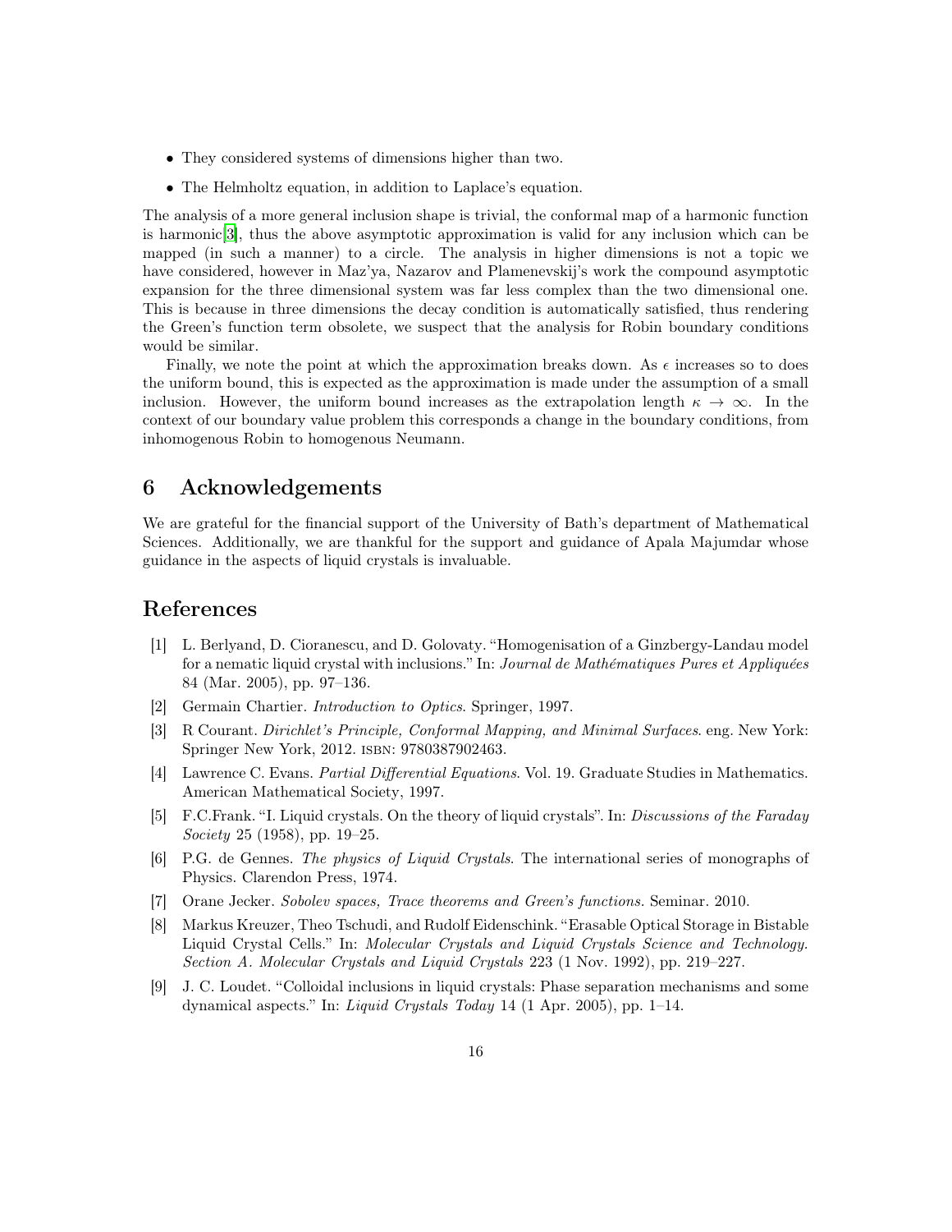- They considered systems of dimensions higher than two.
- The Helmholtz equation, in addition to Laplace's equation.

The analysis of a more general inclusion shape is trivial, the conformal map of a harmonic function is harmonic[3], thus the above asymptotic approximation is valid for any inclusion which can be mapped (in such a manner) to a circle. The analysis in higher dimensions is not a topic we have considered, however in Maz'ya, Nazarov and Plamenevskij's work the compound asymptotic expansion for the three dimensional system was far less complex than the two dimensional one. This is because in three dimensions the decay condition is automatically satisfied, thus rendering the Green's function term obsolete, we suspect that the analysis for Robin boundary conditions would be similar.

Finally, we note the point at which the approximation breaks down. As $\epsilon$ increases so to does the uniform bound, this is expected as the approximation is made under the assumption of a small inclusion. However, the uniform bound increases as the extrapolation length $\kappa \to \infty$. In the context of our boundary value problem this corresponds a change in the boundary conditions, from inhomogenous Robin to homogenous Neumann.

## 6 Acknowledgements

We are grateful for the financial support of the University of Bath's department of Mathematical Sciences. Additionally, we are thankful for the support and guidance of Apala Majumdar whose guidance in the aspects of liquid crystals is invaluable.

## References

[1] L. Berlyand, D. Cioranescu, and D. Golovaty. "Homogenisation of a Ginzbergy-Landau model for a nematic liquid crystal with inclusions." In: *Journal de Mathématiques Pures et Appliquées* 84 (Mar. 2005), pp. 97–136.

[2] Germain Chartier. *Introduction to Optics*. Springer, 1997.

[3] R Courant. *Dirichlet's Principle, Conformal Mapping, and Minimal Surfaces*. eng. New York: Springer New York, 2012. ISBN: 9780387902463.

[4] Lawrence C. Evans. *Partial Differential Equations.* Vol. 19. Graduate Studies in Mathematics. American Mathematical Society, 1997.

[5] F.C.Frank. "I. Liquid crystals. On the theory of liquid crystals". In: *Discussions of the Faraday Society* 25 (1958), pp. 19–25.

[6] P.G. de Gennes. *The physics of Liquid Crystals*. The international series of monographs of Physics. Clarendon Press, 1974.

[7] Orane Jecker. *Sobolev spaces, Trace theorems and Green's functions.* Seminar. 2010.

[8] Markus Kreuzer, Theo Tschudi, and Rudolf Eidenschink. "Erasable Optical Storage in Bistable Liquid Crystal Cells." In: *Molecular Crystals and Liquid Crystals Science and Technology. Section A. Molecular Crystals and Liquid Crystals* 223 (1 Nov. 1992), pp. 219–227.

[9] J. C. Loudet. "Colloidal inclusions in liquid crystals: Phase separation mechanisms and some dynamical aspects." In: *Liquid Crystals Today* 14 (1 Apr. 2005), pp. 1–14.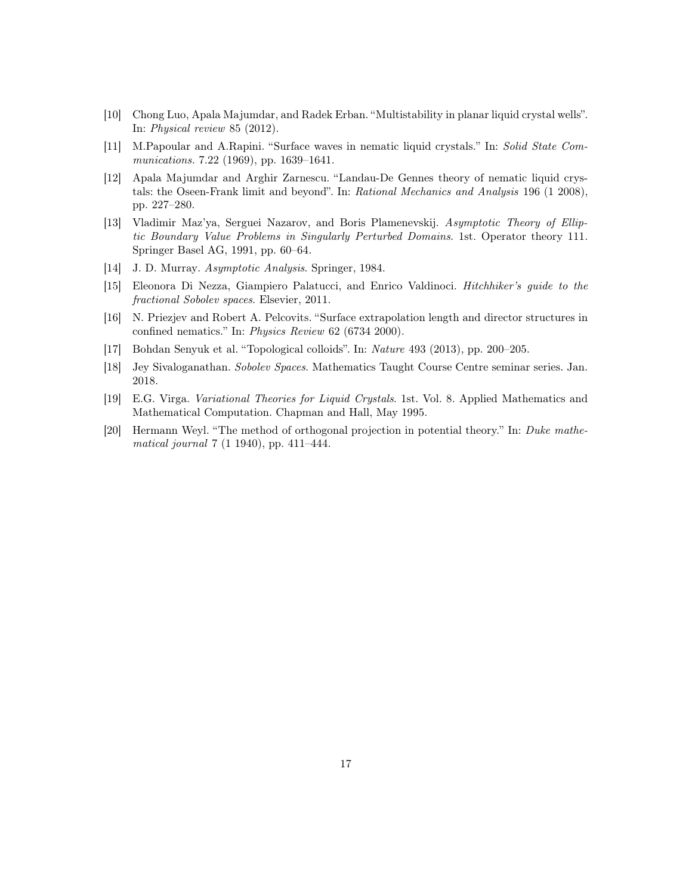[10] Chong Luo, Apala Majumdar, and Radek Erban. "Multistability in planar liquid crystal wells". In: *Physical review* 85 (2012).

[11] M.Papoular and A.Rapini. "Surface waves in nematic liquid crystals." In: *Solid State Communications.* 7.22 (1969), pp. 1639–1641.

[12] Apala Majumdar and Arghir Zarnescu. "Landau-De Gennes theory of nematic liquid crystals: the Oseen-Frank limit and beyond". In: *Rational Mechanics and Analysis* 196 (1 2008), pp. 227–280.

[13] Vladimir Maz'ya, Serguei Nazarov, and Boris Plamenevskij. *Asymptotic Theory of Elliptic Boundary Value Problems in Singularly Perturbed Domains*. 1st. Operator theory 111. Springer Basel AG, 1991, pp. 60–64.

[14] J. D. Murray. *Asymptotic Analysis*. Springer, 1984.

[15] Eleonora Di Nezza, Giampiero Palatucci, and Enrico Valdinoci. *Hitchhiker's guide to the fractional Sobolev spaces*. Elsevier, 2011.

[16] N. Priezjev and Robert A. Pelcovits. "Surface extrapolation length and director structures in confined nematics." In: *Physics Review* 62 (6734 2000).

[17] Bohdan Senyuk et al. "Topological colloids". In: *Nature* 493 (2013), pp. 200–205.

[18] Jey Sivaloganathan. *Sobolev Spaces*. Mathematics Taught Course Centre seminar series. Jan. 2018.

[19] E.G. Virga. *Variational Theories for Liquid Crystals*. 1st. Vol. 8. Applied Mathematics and Mathematical Computation. Chapman and Hall, May 1995.

[20] Hermann Weyl. "The method of orthogonal projection in potential theory." In: *Duke mathematical journal* 7 (1 1940), pp. 411–444.